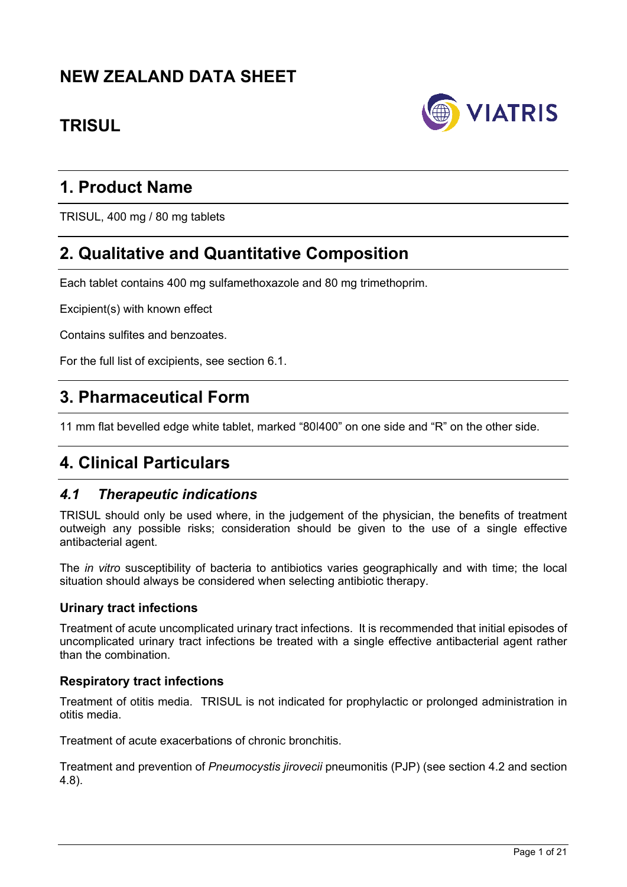# NEW ZEALAND DATA SHEET

## TRISUL

## 1. Product Name

TRISUL, 400 mg / 80 mg tablets

## 2. Qualitative and Quantitative Composition

Each tablet contains 400 mg sulfamethoxazole and 80 mg trimethoprim.

Excipient(s) with known effect

Contains sulfites and benzoates.

For the full list of excipients, see section 6.1.

## 3. Pharmaceutical Form

11 mm flat bevelled edge white tablet, marked "80|400" on one side and "R" on the other side.

## 4. Clinical Particulars

### *4.1 Therapeutic indications*

TRISUL should only be used where, in the judgement of the physician, the benefits of treatment outweigh any possible risks; consideration should be given to the use of a single effective antibacterial agent.

The *in vitro* susceptibility of bacteria to antibiotics varies geographically and with time; the local situation should always be considered when selecting antibiotic therapy.

#### Urinary tract infections

Treatment of acute uncomplicated urinary tract infections. It is recommended that initial episodes of uncomplicated urinary tract infections be treated with a single effective antibacterial agent rather than the combination.

#### Respiratory tract infections

Treatment of otitis media. TRISUL is not indicated for prophylactic or prolonged administration in otitis media.

Treatment of acute exacerbations of chronic bronchitis.

Treatment and prevention of *Pneumocystis jirovecii* pneumonitis (PJP) (see section 4.2 and section 4.8).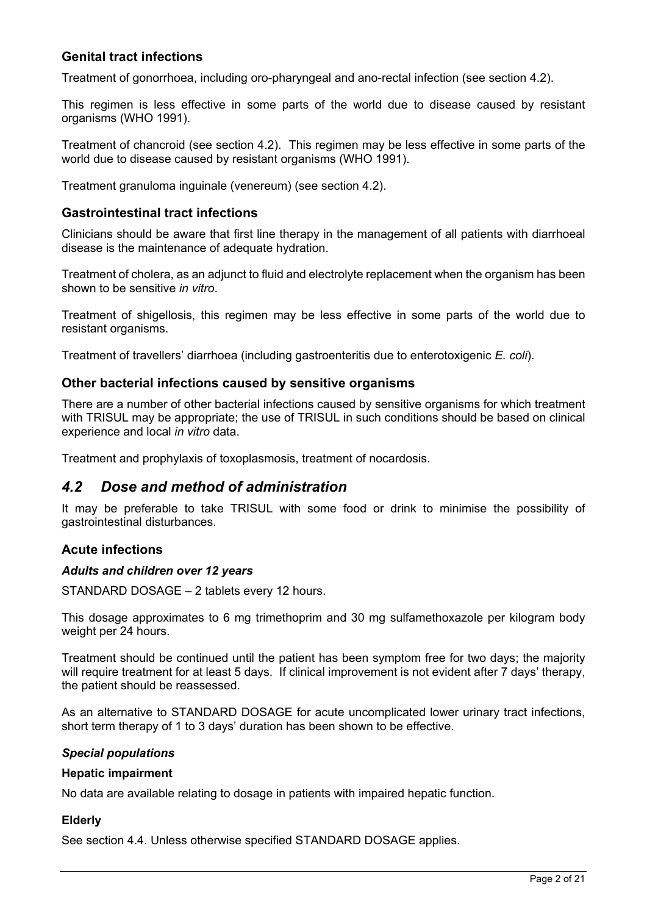### Genital tract infections

Treatment of gonorrhoea, including oro-pharyngeal and ano-rectal infection (see section 4.2).

This regimen is less effective in some parts of the world due to disease caused by resistant organisms (WHO 1991).

Treatment of chancroid (see section 4.2). This regimen may be less effective in some parts of the world due to disease caused by resistant organisms (WHO 1991).

Treatment granuloma inguinale (venereum) (see section 4.2).

### Gastrointestinal tract infections

Clinicians should be aware that first line therapy in the management of all patients with diarrhoeal disease is the maintenance of adequate hydration.

Treatment of cholera, as an adjunct to fluid and electrolyte replacement when the organism has been shown to be sensitive *in vitro*.

Treatment of shigellosis, this regimen may be less effective in some parts of the world due to resistant organisms.

Treatment of travellers' diarrhoea (including gastroenteritis due to enterotoxigenic *E. coli*).

### Other bacterial infections caused by sensitive organisms

There are a number of other bacterial infections caused by sensitive organisms for which treatment with TRISUL may be appropriate; the use of TRISUL in such conditions should be based on clinical experience and local *in vitro* data.

Treatment and prophylaxis of toxoplasmosis, treatment of nocardosis.

## *4.2 Dose and method of administration*

It may be preferable to take TRISUL with some food or drink to minimise the possibility of gastrointestinal disturbances.

### Acute infections

#### *Adults and children over 12 years*

STANDARD DOSAGE – 2 tablets every 12 hours.

This dosage approximates to 6 mg trimethoprim and 30 mg sulfamethoxazole per kilogram body weight per 24 hours.

Treatment should be continued until the patient has been symptom free for two days; the majority will require treatment for at least 5 days. If clinical improvement is not evident after 7 days' therapy, the patient should be reassessed.

As an alternative to STANDARD DOSAGE for acute uncomplicated lower urinary tract infections, short term therapy of 1 to 3 days' duration has been shown to be effective.

#### *Special populations*

**Hepatic impairment**

No data are available relating to dosage in patients with impaired hepatic function.

**Elderly**

See section 4.4. Unless otherwise specified STANDARD DOSAGE applies.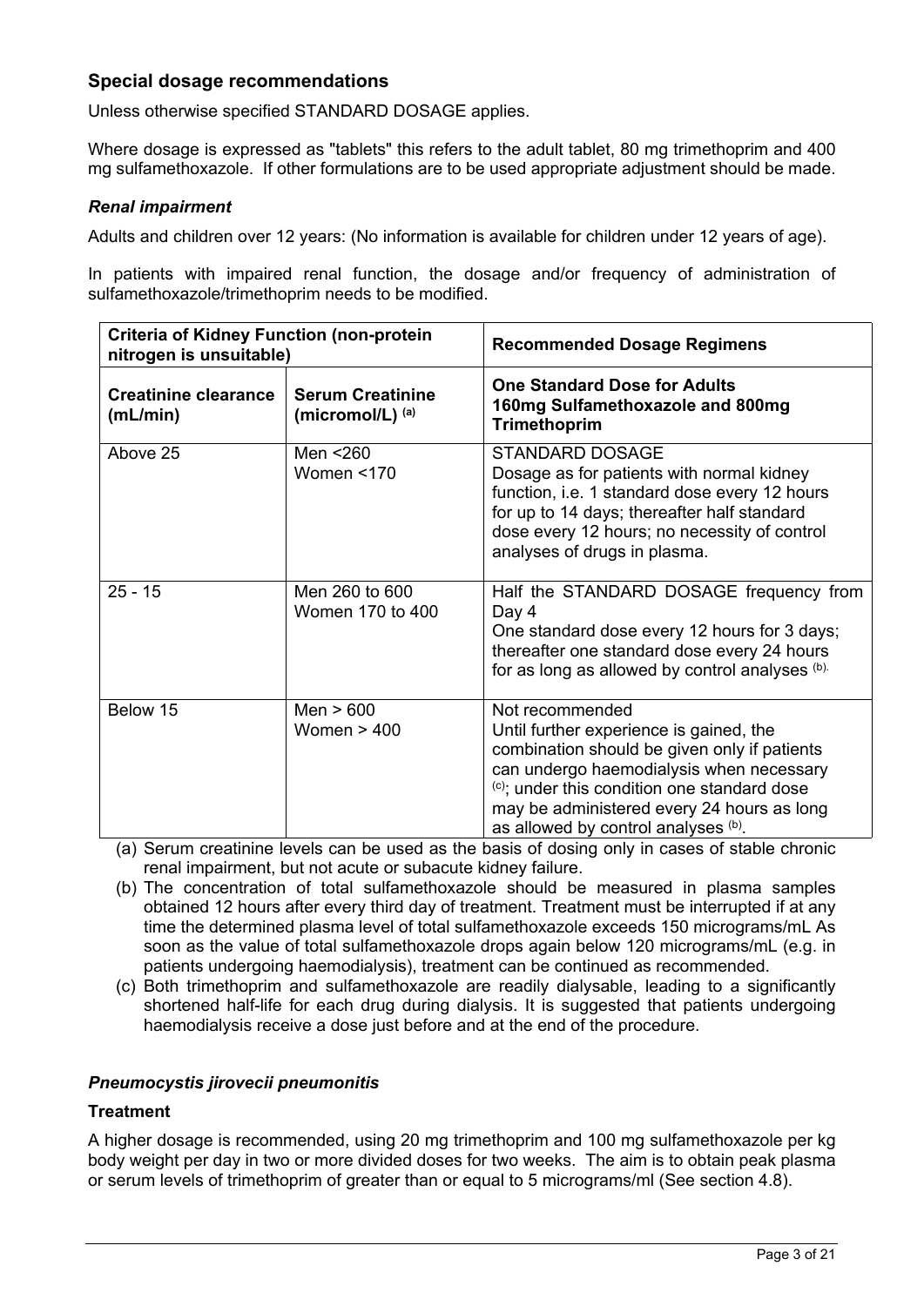## Special dosage recommendations

Unless otherwise specified STANDARD DOSAGE applies.

Where dosage is expressed as "tablets" this refers to the adult tablet, 80 mg trimethoprim and 400 mg sulfamethoxazole. If other formulations are to be used appropriate adjustment should be made.

### *Renal impairment*

Adults and children over 12 years: (No information is available for children under 12 years of age).

In patients with impaired renal function, the dosage and/or frequency of administration of sulfamethoxazole/trimethoprim needs to be modified.

| **Criteria of Kidney Function (non-protein nitrogen is unsuitable)** | | **Recommended Dosage Regimens** |
|---|---|---|
| **Creatinine clearance (mL/min)** | **Serum Creatinine (micromol/L)** [(a)] | **One Standard Dose for Adults 160mg Sulfamethoxazole and 800mg Trimethoprim** |
| Above 25 | Men <260<br>Women <170 | STANDARD DOSAGE<br>Dosage as for patients with normal kidney function, i.e. 1 standard dose every 12 hours for up to 14 days; thereafter half standard dose every 12 hours; no necessity of control analyses of drugs in plasma. |
| 25 - 15 | Men 260 to 600<br>Women 170 to 400 | Half the STANDARD DOSAGE frequency from Day 4<br>One standard dose every 12 hours for 3 days; thereafter one standard dose every 24 hours for as long as allowed by control analyses [(b)]. |
| Below 15 | Men > 600<br>Women > 400 | Not recommended<br>Until further experience is gained, the combination should be given only if patients can undergo haemodialysis when necessary [(c)]; under this condition one standard dose may be administered every 24 hours as long as allowed by control analyses [(b)]. |

(a) Serum creatinine levels can be used as the basis of dosing only in cases of stable chronic renal impairment, but not acute or subacute kidney failure.

(b) The concentration of total sulfamethoxazole should be measured in plasma samples obtained 12 hours after every third day of treatment. Treatment must be interrupted if at any time the determined plasma level of total sulfamethoxazole exceeds 150 micrograms/mL As soon as the value of total sulfamethoxazole drops again below 120 micrograms/mL (e.g. in patients undergoing haemodialysis), treatment can be continued as recommended.

(c) Both trimethoprim and sulfamethoxazole are readily dialysable, leading to a significantly shortened half-life for each drug during dialysis. It is suggested that patients undergoing haemodialysis receive a dose just before and at the end of the procedure.

### *Pneumocystis jirovecii pneumonitis*

**Treatment**

A higher dosage is recommended, using 20 mg trimethoprim and 100 mg sulfamethoxazole per kg body weight per day in two or more divided doses for two weeks. The aim is to obtain peak plasma or serum levels of trimethoprim of greater than or equal to 5 micrograms/ml (See section 4.8).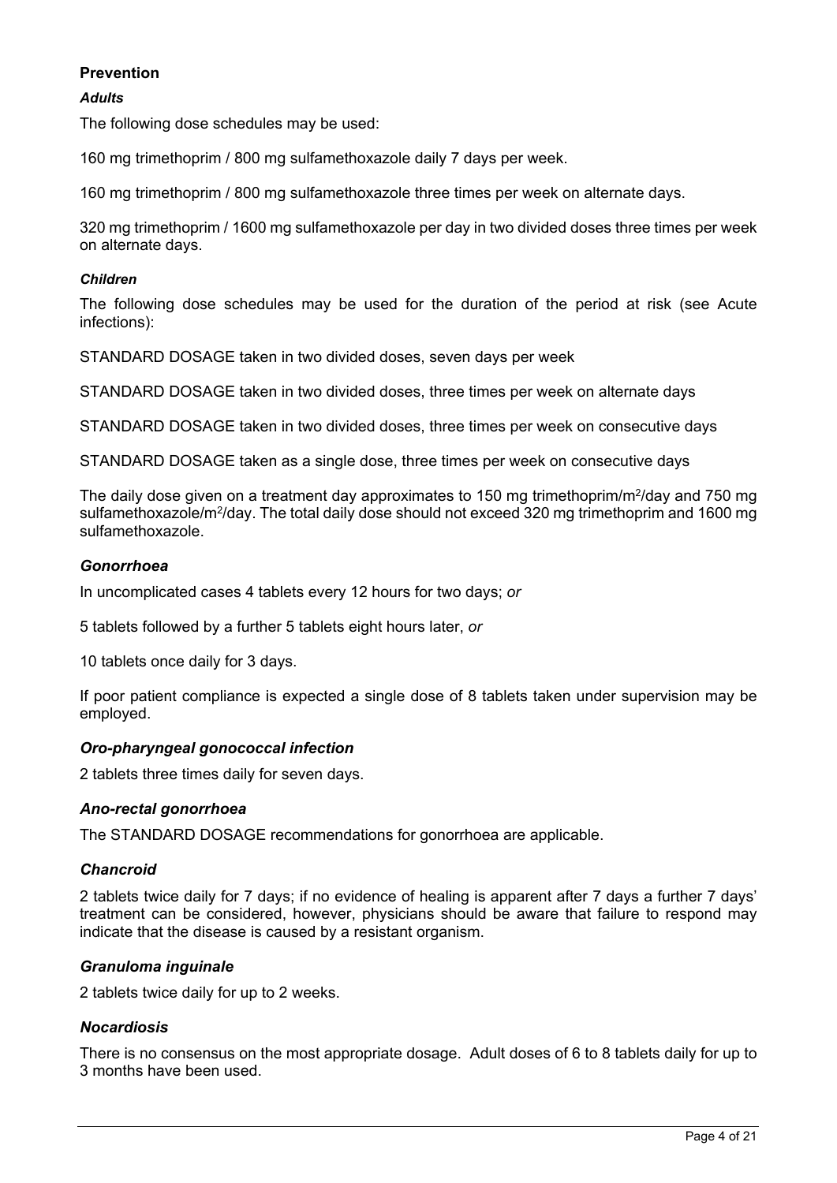## Prevention

***Adults***

The following dose schedules may be used:

160 mg trimethoprim / 800 mg sulfamethoxazole daily 7 days per week.

160 mg trimethoprim / 800 mg sulfamethoxazole three times per week on alternate days.

320 mg trimethoprim / 1600 mg sulfamethoxazole per day in two divided doses three times per week on alternate days.

***Children***

The following dose schedules may be used for the duration of the period at risk (see Acute infections):

STANDARD DOSAGE taken in two divided doses, seven days per week

STANDARD DOSAGE taken in two divided doses, three times per week on alternate days

STANDARD DOSAGE taken in two divided doses, three times per week on consecutive days

STANDARD DOSAGE taken as a single dose, three times per week on consecutive days

The daily dose given on a treatment day approximates to 150 mg trimethoprim/$m^2$/day and 750 mg sulfamethoxazole/$m^2$/day. The total daily dose should not exceed 320 mg trimethoprim and 1600 mg sulfamethoxazole.

### *Gonorrhoea*

In uncomplicated cases 4 tablets every 12 hours for two days; *or*

5 tablets followed by a further 5 tablets eight hours later, *or*

10 tablets once daily for 3 days.

If poor patient compliance is expected a single dose of 8 tablets taken under supervision may be employed.

### *Oro-pharyngeal gonococcal infection*

2 tablets three times daily for seven days.

### *Ano-rectal gonorrhoea*

The STANDARD DOSAGE recommendations for gonorrhoea are applicable.

### *Chancroid*

2 tablets twice daily for 7 days; if no evidence of healing is apparent after 7 days a further 7 days' treatment can be considered, however, physicians should be aware that failure to respond may indicate that the disease is caused by a resistant organism.

### *Granuloma inguinale*

2 tablets twice daily for up to 2 weeks.

### *Nocardiosis*

There is no consensus on the most appropriate dosage. Adult doses of 6 to 8 tablets daily for up to 3 months have been used.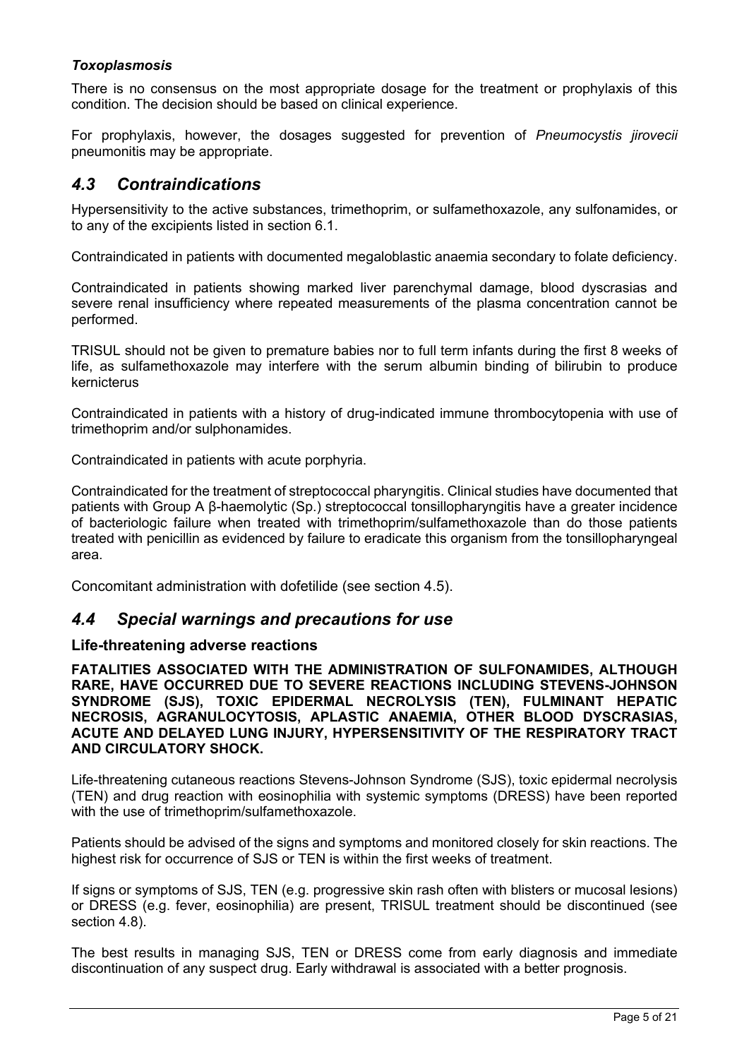***Toxoplasmosis***

There is no consensus on the most appropriate dosage for the treatment or prophylaxis of this condition. The decision should be based on clinical experience.

For prophylaxis, however, the dosages suggested for prevention of *Pneumocystis jirovecii* pneumonitis may be appropriate.

## *4.3 Contraindications*

Hypersensitivity to the active substances, trimethoprim, or sulfamethoxazole, any sulfonamides, or to any of the excipients listed in section 6.1.

Contraindicated in patients with documented megaloblastic anaemia secondary to folate deficiency.

Contraindicated in patients showing marked liver parenchymal damage, blood dyscrasias and severe renal insufficiency where repeated measurements of the plasma concentration cannot be performed.

TRISUL should not be given to premature babies nor to full term infants during the first 8 weeks of life, as sulfamethoxazole may interfere with the serum albumin binding of bilirubin to produce kernicterus

Contraindicated in patients with a history of drug-indicated immune thrombocytopenia with use of trimethoprim and/or sulphonamides.

Contraindicated in patients with acute porphyria.

Contraindicated for the treatment of streptococcal pharyngitis. Clinical studies have documented that patients with Group A β-haemolytic (Sp.) streptococcal tonsillopharyngitis have a greater incidence of bacteriologic failure when treated with trimethoprim/sulfamethoxazole than do those patients treated with penicillin as evidenced by failure to eradicate this organism from the tonsillopharyngeal area.

Concomitant administration with dofetilide (see section 4.5).

## *4.4 Special warnings and precautions for use*

### Life-threatening adverse reactions

**FATALITIES ASSOCIATED WITH THE ADMINISTRATION OF SULFONAMIDES, ALTHOUGH RARE, HAVE OCCURRED DUE TO SEVERE REACTIONS INCLUDING STEVENS-JOHNSON SYNDROME (SJS), TOXIC EPIDERMAL NECROLYSIS (TEN), FULMINANT HEPATIC NECROSIS, AGRANULOCYTOSIS, APLASTIC ANAEMIA, OTHER BLOOD DYSCRASIAS, ACUTE AND DELAYED LUNG INJURY, HYPERSENSITIVITY OF THE RESPIRATORY TRACT AND CIRCULATORY SHOCK.**

Life-threatening cutaneous reactions Stevens-Johnson Syndrome (SJS), toxic epidermal necrolysis (TEN) and drug reaction with eosinophilia with systemic symptoms (DRESS) have been reported with the use of trimethoprim/sulfamethoxazole.

Patients should be advised of the signs and symptoms and monitored closely for skin reactions. The highest risk for occurrence of SJS or TEN is within the first weeks of treatment.

If signs or symptoms of SJS, TEN (e.g. progressive skin rash often with blisters or mucosal lesions) or DRESS (e.g. fever, eosinophilia) are present, TRISUL treatment should be discontinued (see section 4.8).

The best results in managing SJS, TEN or DRESS come from early diagnosis and immediate discontinuation of any suspect drug. Early withdrawal is associated with a better prognosis.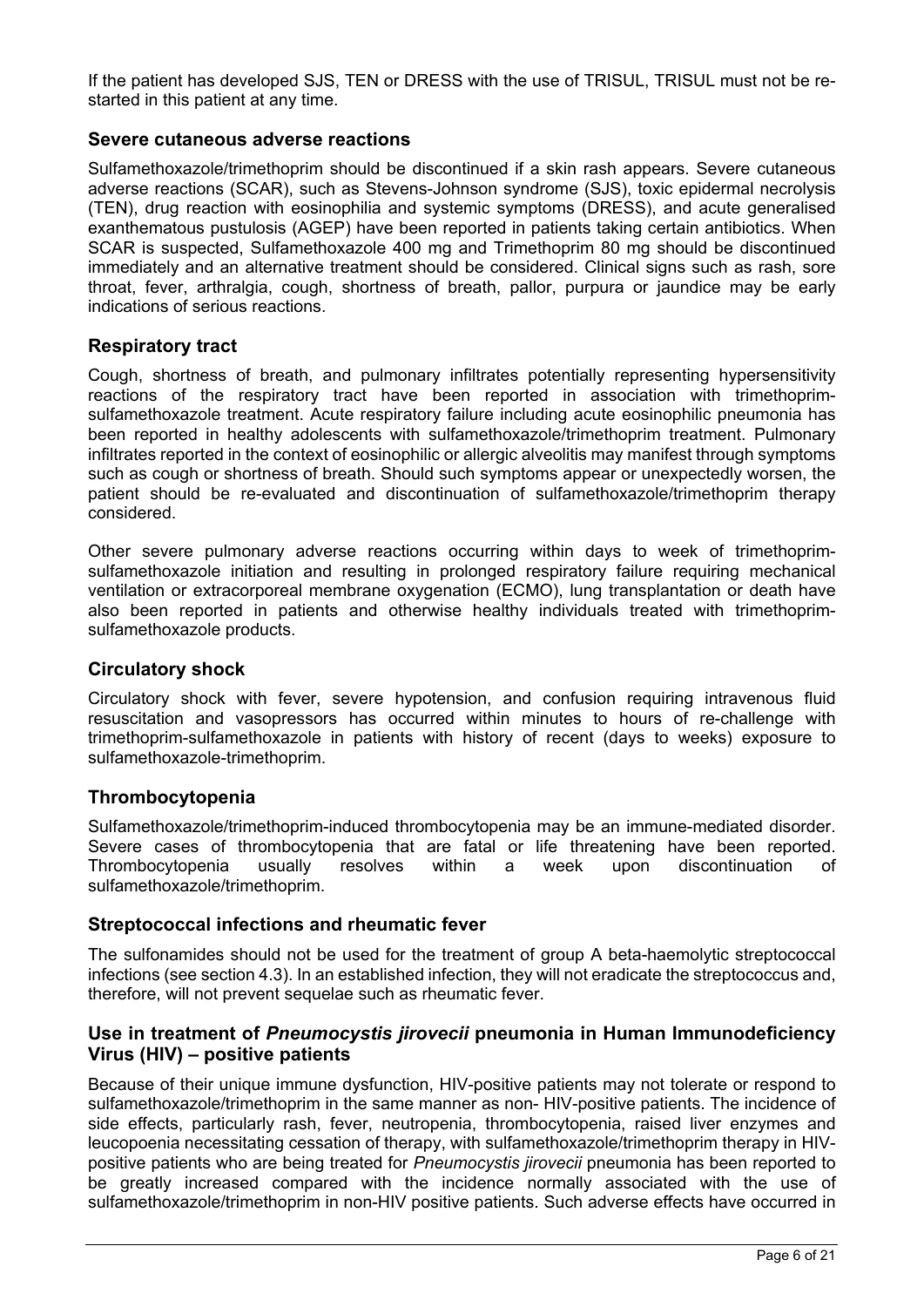If the patient has developed SJS, TEN or DRESS with the use of TRISUL, TRISUL must not be re-started in this patient at any time.

### Severe cutaneous adverse reactions

Sulfamethoxazole/trimethoprim should be discontinued if a skin rash appears. Severe cutaneous adverse reactions (SCAR), such as Stevens-Johnson syndrome (SJS), toxic epidermal necrolysis (TEN), drug reaction with eosinophilia and systemic symptoms (DRESS), and acute generalised exanthematous pustulosis (AGEP) have been reported in patients taking certain antibiotics. When SCAR is suspected, Sulfamethoxazole 400 mg and Trimethoprim 80 mg should be discontinued immediately and an alternative treatment should be considered. Clinical signs such as rash, sore throat, fever, arthralgia, cough, shortness of breath, pallor, purpura or jaundice may be early indications of serious reactions.

### Respiratory tract

Cough, shortness of breath, and pulmonary infiltrates potentially representing hypersensitivity reactions of the respiratory tract have been reported in association with trimethoprim-sulfamethoxazole treatment. Acute respiratory failure including acute eosinophilic pneumonia has been reported in healthy adolescents with sulfamethoxazole/trimethoprim treatment. Pulmonary infiltrates reported in the context of eosinophilic or allergic alveolitis may manifest through symptoms such as cough or shortness of breath. Should such symptoms appear or unexpectedly worsen, the patient should be re-evaluated and discontinuation of sulfamethoxazole/trimethoprim therapy considered.

Other severe pulmonary adverse reactions occurring within days to week of trimethoprim-sulfamethoxazole initiation and resulting in prolonged respiratory failure requiring mechanical ventilation or extracorporeal membrane oxygenation (ECMO), lung transplantation or death have also been reported in patients and otherwise healthy individuals treated with trimethoprim-sulfamethoxazole products.

### Circulatory shock

Circulatory shock with fever, severe hypotension, and confusion requiring intravenous fluid resuscitation and vasopressors has occurred within minutes to hours of re-challenge with trimethoprim-sulfamethoxazole in patients with history of recent (days to weeks) exposure to sulfamethoxazole-trimethoprim.

### Thrombocytopenia

Sulfamethoxazole/trimethoprim-induced thrombocytopenia may be an immune-mediated disorder. Severe cases of thrombocytopenia that are fatal or life threatening have been reported. Thrombocytopenia usually resolves within a week upon discontinuation of sulfamethoxazole/trimethoprim.

### Streptococcal infections and rheumatic fever

The sulfonamides should not be used for the treatment of group A beta-haemolytic streptococcal infections (see section 4.3). In an established infection, they will not eradicate the streptococcus and, therefore, will not prevent sequelae such as rheumatic fever.

### Use in treatment of *Pneumocystis jirovecii* pneumonia in Human Immunodeficiency Virus (HIV) – positive patients

Because of their unique immune dysfunction, HIV-positive patients may not tolerate or respond to sulfamethoxazole/trimethoprim in the same manner as non- HIV-positive patients. The incidence of side effects, particularly rash, fever, neutropenia, thrombocytopenia, raised liver enzymes and leucopoenia necessitating cessation of therapy, with sulfamethoxazole/trimethoprim therapy in HIV-positive patients who are being treated for *Pneumocystis jirovecii* pneumonia has been reported to be greatly increased compared with the incidence normally associated with the use of sulfamethoxazole/trimethoprim in non-HIV positive patients. Such adverse effects have occurred in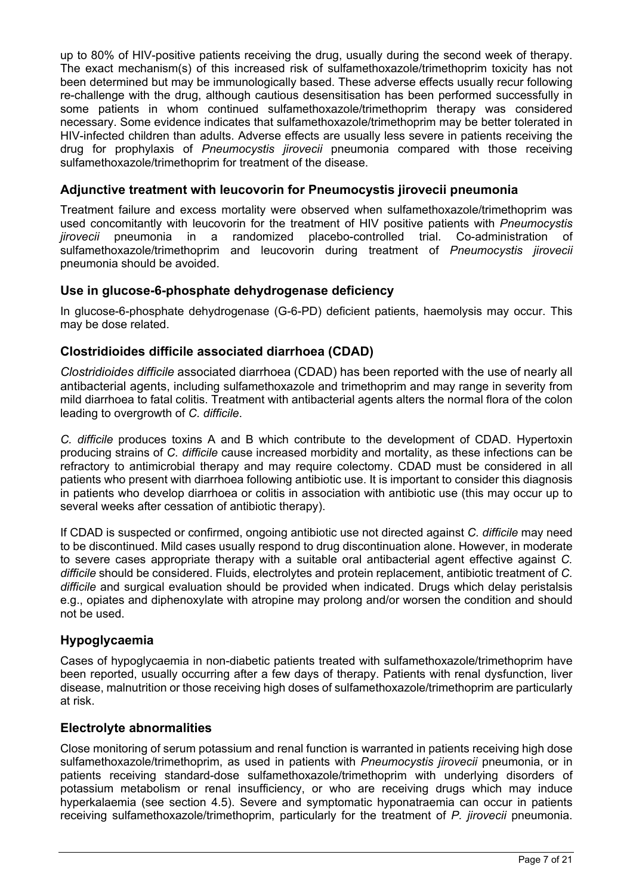up to 80% of HIV-positive patients receiving the drug, usually during the second week of therapy. The exact mechanism(s) of this increased risk of sulfamethoxazole/trimethoprim toxicity has not been determined but may be immunologically based. These adverse effects usually recur following re-challenge with the drug, although cautious desensitisation has been performed successfully in some patients in whom continued sulfamethoxazole/trimethoprim therapy was considered necessary. Some evidence indicates that sulfamethoxazole/trimethoprim may be better tolerated in HIV-infected children than adults. Adverse effects are usually less severe in patients receiving the drug for prophylaxis of *Pneumocystis jirovecii* pneumonia compared with those receiving sulfamethoxazole/trimethoprim for treatment of the disease.

## Adjunctive treatment with leucovorin for Pneumocystis jirovecii pneumonia

Treatment failure and excess mortality were observed when sulfamethoxazole/trimethoprim was used concomitantly with leucovorin for the treatment of HIV positive patients with *Pneumocystis jirovecii* pneumonia in a randomized placebo-controlled trial. Co-administration of sulfamethoxazole/trimethoprim and leucovorin during treatment of *Pneumocystis jirovecii* pneumonia should be avoided.

## Use in glucose-6-phosphate dehydrogenase deficiency

In glucose-6-phosphate dehydrogenase (G-6-PD) deficient patients, haemolysis may occur. This may be dose related.

## Clostridioides difficile associated diarrhoea (CDAD)

*Clostridioides difficile* associated diarrhoea (CDAD) has been reported with the use of nearly all antibacterial agents, including sulfamethoxazole and trimethoprim and may range in severity from mild diarrhoea to fatal colitis. Treatment with antibacterial agents alters the normal flora of the colon leading to overgrowth of *C. difficile*.

*C. difficile* produces toxins A and B which contribute to the development of CDAD. Hypertoxin producing strains of *C. difficile* cause increased morbidity and mortality, as these infections can be refractory to antimicrobial therapy and may require colectomy. CDAD must be considered in all patients who present with diarrhoea following antibiotic use. It is important to consider this diagnosis in patients who develop diarrhoea or colitis in association with antibiotic use (this may occur up to several weeks after cessation of antibiotic therapy).

If CDAD is suspected or confirmed, ongoing antibiotic use not directed against *C. difficile* may need to be discontinued. Mild cases usually respond to drug discontinuation alone. However, in moderate to severe cases appropriate therapy with a suitable oral antibacterial agent effective against *C. difficile* should be considered. Fluids, electrolytes and protein replacement, antibiotic treatment of *C. difficile* and surgical evaluation should be provided when indicated. Drugs which delay peristalsis e.g., opiates and diphenoxylate with atropine may prolong and/or worsen the condition and should not be used.

## Hypoglycaemia

Cases of hypoglycaemia in non-diabetic patients treated with sulfamethoxazole/trimethoprim have been reported, usually occurring after a few days of therapy. Patients with renal dysfunction, liver disease, malnutrition or those receiving high doses of sulfamethoxazole/trimethoprim are particularly at risk.

## Electrolyte abnormalities

Close monitoring of serum potassium and renal function is warranted in patients receiving high dose sulfamethoxazole/trimethoprim, as used in patients with *Pneumocystis jirovecii* pneumonia, or in patients receiving standard-dose sulfamethoxazole/trimethoprim with underlying disorders of potassium metabolism or renal insufficiency, or who are receiving drugs which may induce hyperkalaemia (see section 4.5). Severe and symptomatic hyponatraemia can occur in patients receiving sulfamethoxazole/trimethoprim, particularly for the treatment of *P. jirovecii* pneumonia.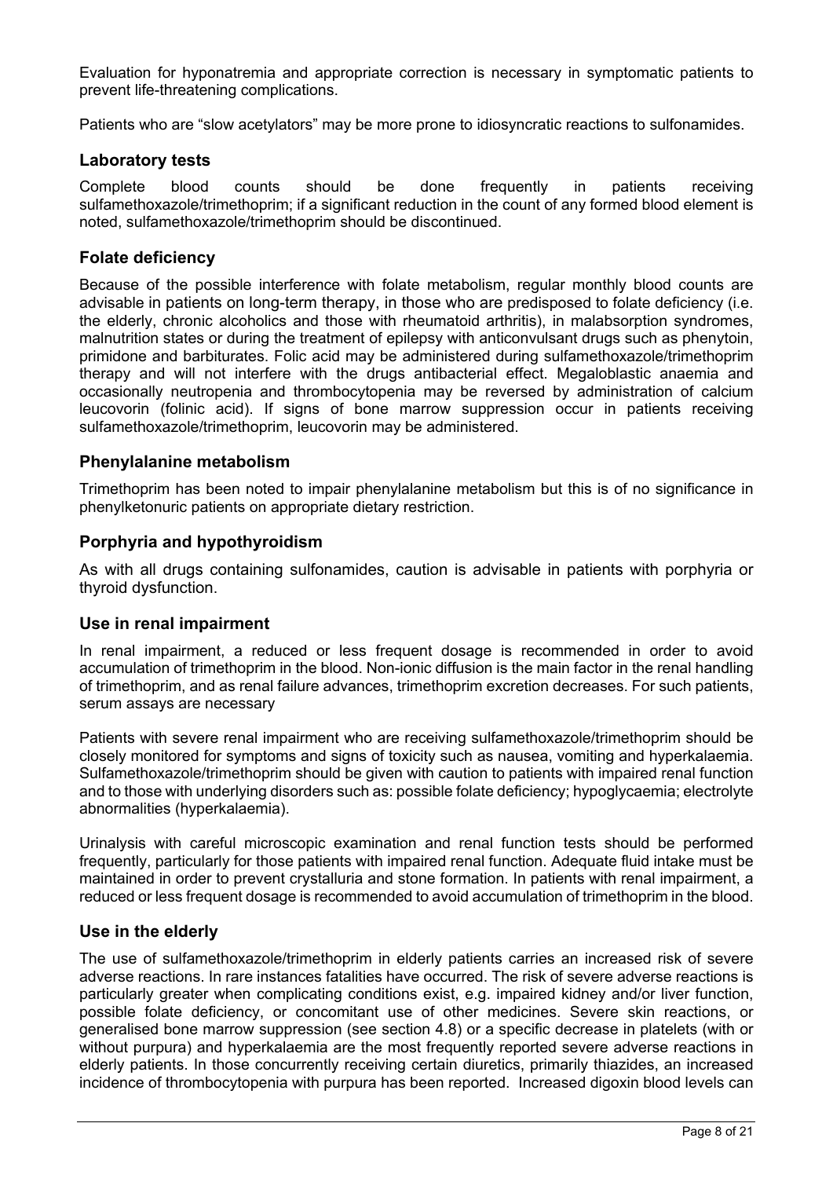Evaluation for hyponatremia and appropriate correction is necessary in symptomatic patients to prevent life-threatening complications.

Patients who are "slow acetylators" may be more prone to idiosyncratic reactions to sulfonamides.

### Laboratory tests

Complete blood counts should be done frequently in patients receiving sulfamethoxazole/trimethoprim; if a significant reduction in the count of any formed blood element is noted, sulfamethoxazole/trimethoprim should be discontinued.

### Folate deficiency

Because of the possible interference with folate metabolism, regular monthly blood counts are advisable in patients on long-term therapy, in those who are predisposed to folate deficiency (i.e. the elderly, chronic alcoholics and those with rheumatoid arthritis), in malabsorption syndromes, malnutrition states or during the treatment of epilepsy with anticonvulsant drugs such as phenytoin, primidone and barbiturates. Folic acid may be administered during sulfamethoxazole/trimethoprim therapy and will not interfere with the drugs antibacterial effect. Megaloblastic anaemia and occasionally neutropenia and thrombocytopenia may be reversed by administration of calcium leucovorin (folinic acid). If signs of bone marrow suppression occur in patients receiving sulfamethoxazole/trimethoprim, leucovorin may be administered.

### Phenylalanine metabolism

Trimethoprim has been noted to impair phenylalanine metabolism but this is of no significance in phenylketonuric patients on appropriate dietary restriction.

### Porphyria and hypothyroidism

As with all drugs containing sulfonamides, caution is advisable in patients with porphyria or thyroid dysfunction.

### Use in renal impairment

In renal impairment, a reduced or less frequent dosage is recommended in order to avoid accumulation of trimethoprim in the blood. Non-ionic diffusion is the main factor in the renal handling of trimethoprim, and as renal failure advances, trimethoprim excretion decreases. For such patients, serum assays are necessary

Patients with severe renal impairment who are receiving sulfamethoxazole/trimethoprim should be closely monitored for symptoms and signs of toxicity such as nausea, vomiting and hyperkalaemia. Sulfamethoxazole/trimethoprim should be given with caution to patients with impaired renal function and to those with underlying disorders such as: possible folate deficiency; hypoglycaemia; electrolyte abnormalities (hyperkalaemia).

Urinalysis with careful microscopic examination and renal function tests should be performed frequently, particularly for those patients with impaired renal function. Adequate fluid intake must be maintained in order to prevent crystalluria and stone formation. In patients with renal impairment, a reduced or less frequent dosage is recommended to avoid accumulation of trimethoprim in the blood.

### Use in the elderly

The use of sulfamethoxazole/trimethoprim in elderly patients carries an increased risk of severe adverse reactions. In rare instances fatalities have occurred. The risk of severe adverse reactions is particularly greater when complicating conditions exist, e.g. impaired kidney and/or liver function, possible folate deficiency, or concomitant use of other medicines. Severe skin reactions, or generalised bone marrow suppression (see section 4.8) or a specific decrease in platelets (with or without purpura) and hyperkalaemia are the most frequently reported severe adverse reactions in elderly patients. In those concurrently receiving certain diuretics, primarily thiazides, an increased incidence of thrombocytopenia with purpura has been reported. Increased digoxin blood levels can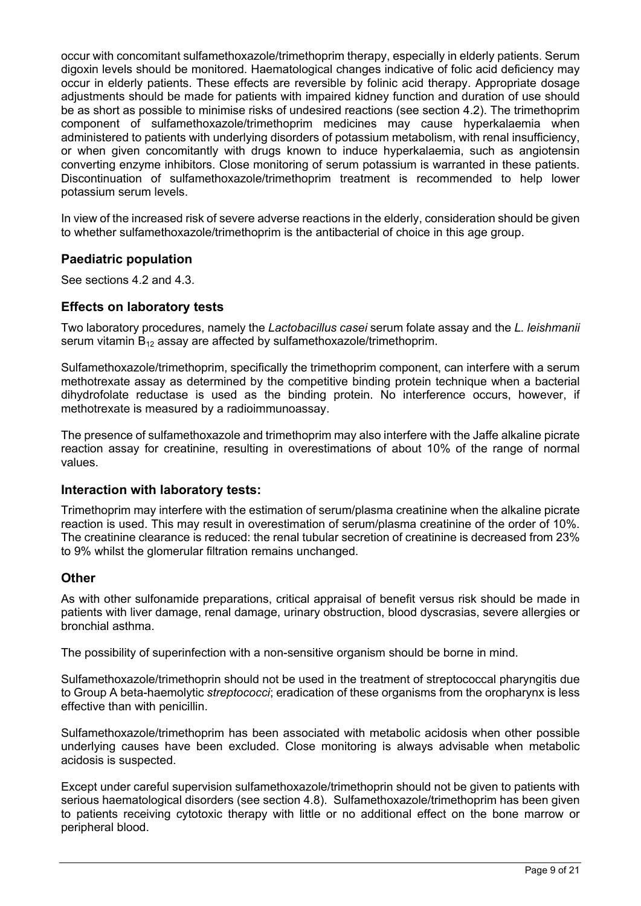occur with concomitant sulfamethoxazole/trimethoprim therapy, especially in elderly patients. Serum digoxin levels should be monitored. Haematological changes indicative of folic acid deficiency may occur in elderly patients. These effects are reversible by folinic acid therapy. Appropriate dosage adjustments should be made for patients with impaired kidney function and duration of use should be as short as possible to minimise risks of undesired reactions (see section 4.2). The trimethoprim component of sulfamethoxazole/trimethoprim medicines may cause hyperkalaemia when administered to patients with underlying disorders of potassium metabolism, with renal insufficiency, or when given concomitantly with drugs known to induce hyperkalaemia, such as angiotensin converting enzyme inhibitors. Close monitoring of serum potassium is warranted in these patients. Discontinuation of sulfamethoxazole/trimethoprim treatment is recommended to help lower potassium serum levels.

In view of the increased risk of severe adverse reactions in the elderly, consideration should be given to whether sulfamethoxazole/trimethoprim is the antibacterial of choice in this age group.

### Paediatric population

See sections 4.2 and 4.3.

### Effects on laboratory tests

Two laboratory procedures, namely the *Lactobacillus casei* serum folate assay and the *L. leishmanii* serum vitamin $B_{12}$ assay are affected by sulfamethoxazole/trimethoprim.

Sulfamethoxazole/trimethoprim, specifically the trimethoprim component, can interfere with a serum methotrexate assay as determined by the competitive binding protein technique when a bacterial dihydrofolate reductase is used as the binding protein. No interference occurs, however, if methotrexate is measured by a radioimmunoassay.

The presence of sulfamethoxazole and trimethoprim may also interfere with the Jaffe alkaline picrate reaction assay for creatinine, resulting in overestimations of about 10% of the range of normal values.

### Interaction with laboratory tests:

Trimethoprim may interfere with the estimation of serum/plasma creatinine when the alkaline picrate reaction is used. This may result in overestimation of serum/plasma creatinine of the order of 10%. The creatinine clearance is reduced: the renal tubular secretion of creatinine is decreased from 23% to 9% whilst the glomerular filtration remains unchanged.

### Other

As with other sulfonamide preparations, critical appraisal of benefit versus risk should be made in patients with liver damage, renal damage, urinary obstruction, blood dyscrasias, severe allergies or bronchial asthma.

The possibility of superinfection with a non-sensitive organism should be borne in mind.

Sulfamethoxazole/trimethoprin should not be used in the treatment of streptococcal pharyngitis due to Group A beta-haemolytic *streptococci*; eradication of these organisms from the oropharynx is less effective than with penicillin.

Sulfamethoxazole/trimethoprim has been associated with metabolic acidosis when other possible underlying causes have been excluded. Close monitoring is always advisable when metabolic acidosis is suspected.

Except under careful supervision sulfamethoxazole/trimethoprin should not be given to patients with serious haematological disorders (see section 4.8). Sulfamethoxazole/trimethoprim has been given to patients receiving cytotoxic therapy with little or no additional effect on the bone marrow or peripheral blood.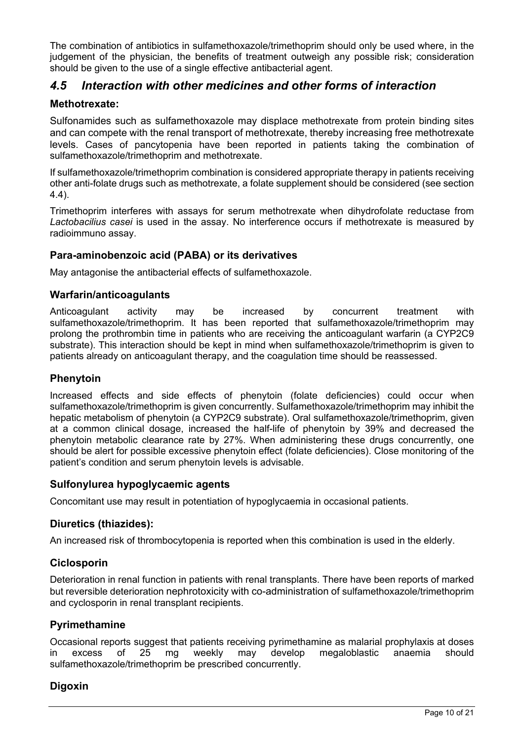The combination of antibiotics in sulfamethoxazole/trimethoprim should only be used where, in the judgement of the physician, the benefits of treatment outweigh any possible risk; consideration should be given to the use of a single effective antibacterial agent.

## *4.5 Interaction with other medicines and other forms of interaction*

### Methotrexate:

Sulfonamides such as sulfamethoxazole may displace methotrexate from protein binding sites and can compete with the renal transport of methotrexate, thereby increasing free methotrexate levels. Cases of pancytopenia have been reported in patients taking the combination of sulfamethoxazole/trimethoprim and methotrexate.

If sulfamethoxazole/trimethoprim combination is considered appropriate therapy in patients receiving other anti-folate drugs such as methotrexate, a folate supplement should be considered (see section 4.4).

Trimethoprim interferes with assays for serum methotrexate when dihydrofolate reductase from *Lactobacilius casei* is used in the assay. No interference occurs if methotrexate is measured by radioimmuno assay.

### Para-aminobenzoic acid (PABA) or its derivatives

May antagonise the antibacterial effects of sulfamethoxazole.

### Warfarin/anticoagulants

Anticoagulant activity may be increased by concurrent treatment with sulfamethoxazole/trimethoprim. It has been reported that sulfamethoxazole/trimethoprim may prolong the prothrombin time in patients who are receiving the anticoagulant warfarin (a CYP2C9 substrate). This interaction should be kept in mind when sulfamethoxazole/trimethoprim is given to patients already on anticoagulant therapy, and the coagulation time should be reassessed.

### Phenytoin

Increased effects and side effects of phenytoin (folate deficiencies) could occur when sulfamethoxazole/trimethoprim is given concurrently. Sulfamethoxazole/trimethoprim may inhibit the hepatic metabolism of phenytoin (a CYP2C9 substrate). Oral sulfamethoxazole/trimethoprim, given at a common clinical dosage, increased the half-life of phenytoin by 39% and decreased the phenytoin metabolic clearance rate by 27%. When administering these drugs concurrently, one should be alert for possible excessive phenytoin effect (folate deficiencies). Close monitoring of the patient's condition and serum phenytoin levels is advisable.

### Sulfonylurea hypoglycaemic agents

Concomitant use may result in potentiation of hypoglycaemia in occasional patients.

### Diuretics (thiazides):

An increased risk of thrombocytopenia is reported when this combination is used in the elderly.

### Ciclosporin

Deterioration in renal function in patients with renal transplants. There have been reports of marked but reversible deterioration nephrotoxicity with co-administration of sulfamethoxazole/trimethoprim and cyclosporin in renal transplant recipients.

### Pyrimethamine

Occasional reports suggest that patients receiving pyrimethamine as malarial prophylaxis at doses in excess of 25 mg weekly may develop megaloblastic anaemia should sulfamethoxazole/trimethoprim be prescribed concurrently.

### Digoxin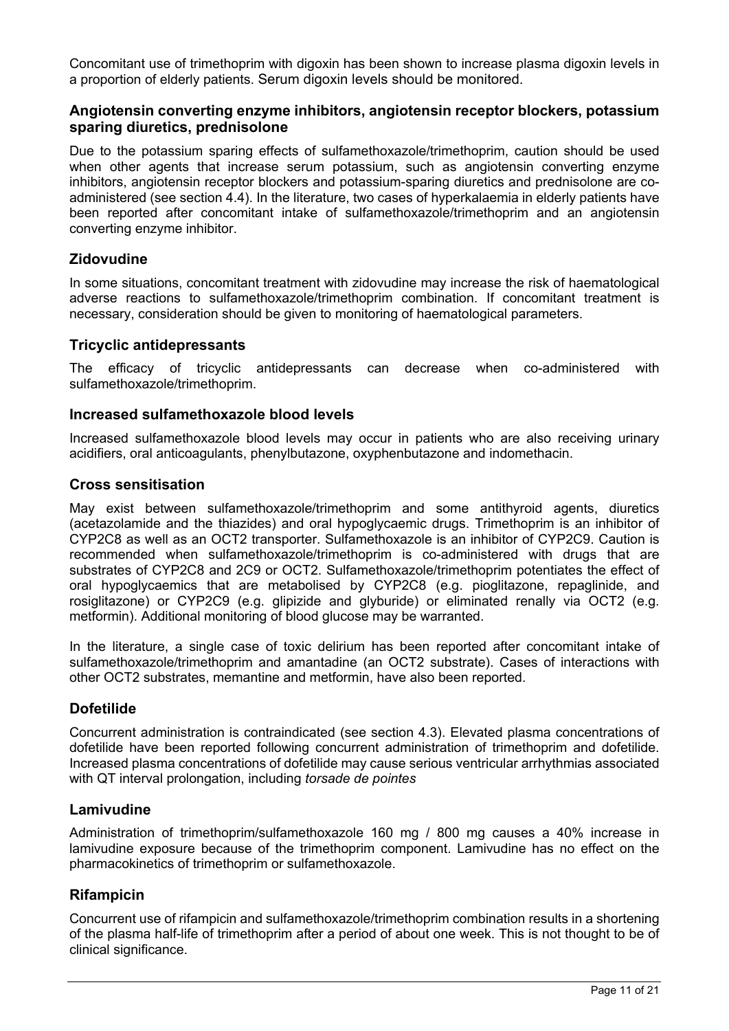Concomitant use of trimethoprim with digoxin has been shown to increase plasma digoxin levels in a proportion of elderly patients. Serum digoxin levels should be monitored.

### Angiotensin converting enzyme inhibitors, angiotensin receptor blockers, potassium sparing diuretics, prednisolone

Due to the potassium sparing effects of sulfamethoxazole/trimethoprim, caution should be used when other agents that increase serum potassium, such as angiotensin converting enzyme inhibitors, angiotensin receptor blockers and potassium-sparing diuretics and prednisolone are co-administered (see section 4.4). In the literature, two cases of hyperkalaemia in elderly patients have been reported after concomitant intake of sulfamethoxazole/trimethoprim and an angiotensin converting enzyme inhibitor.

### Zidovudine

In some situations, concomitant treatment with zidovudine may increase the risk of haematological adverse reactions to sulfamethoxazole/trimethoprim combination. If concomitant treatment is necessary, consideration should be given to monitoring of haematological parameters.

### Tricyclic antidepressants

The efficacy of tricyclic antidepressants can decrease when co-administered with sulfamethoxazole/trimethoprim.

### Increased sulfamethoxazole blood levels

Increased sulfamethoxazole blood levels may occur in patients who are also receiving urinary acidifiers, oral anticoagulants, phenylbutazone, oxyphenbutazone and indomethacin.

### Cross sensitisation

May exist between sulfamethoxazole/trimethoprim and some antithyroid agents, diuretics (acetazolamide and the thiazides) and oral hypoglycaemic drugs. Trimethoprim is an inhibitor of CYP2C8 as well as an OCT2 transporter. Sulfamethoxazole is an inhibitor of CYP2C9. Caution is recommended when sulfamethoxazole/trimethoprim is co-administered with drugs that are substrates of CYP2C8 and 2C9 or OCT2. Sulfamethoxazole/trimethoprim potentiates the effect of oral hypoglycaemics that are metabolised by CYP2C8 (e.g. pioglitazone, repaglinide, and rosiglitazone) or CYP2C9 (e.g. glipizide and glyburide) or eliminated renally via OCT2 (e.g. metformin). Additional monitoring of blood glucose may be warranted.

In the literature, a single case of toxic delirium has been reported after concomitant intake of sulfamethoxazole/trimethoprim and amantadine (an OCT2 substrate). Cases of interactions with other OCT2 substrates, memantine and metformin, have also been reported.

### Dofetilide

Concurrent administration is contraindicated (see section 4.3). Elevated plasma concentrations of dofetilide have been reported following concurrent administration of trimethoprim and dofetilide. Increased plasma concentrations of dofetilide may cause serious ventricular arrhythmias associated with QT interval prolongation, including *torsade de pointes*

### Lamivudine

Administration of trimethoprim/sulfamethoxazole 160 mg / 800 mg causes a 40% increase in lamivudine exposure because of the trimethoprim component. Lamivudine has no effect on the pharmacokinetics of trimethoprim or sulfamethoxazole.

### Rifampicin

Concurrent use of rifampicin and sulfamethoxazole/trimethoprim combination results in a shortening of the plasma half-life of trimethoprim after a period of about one week. This is not thought to be of clinical significance.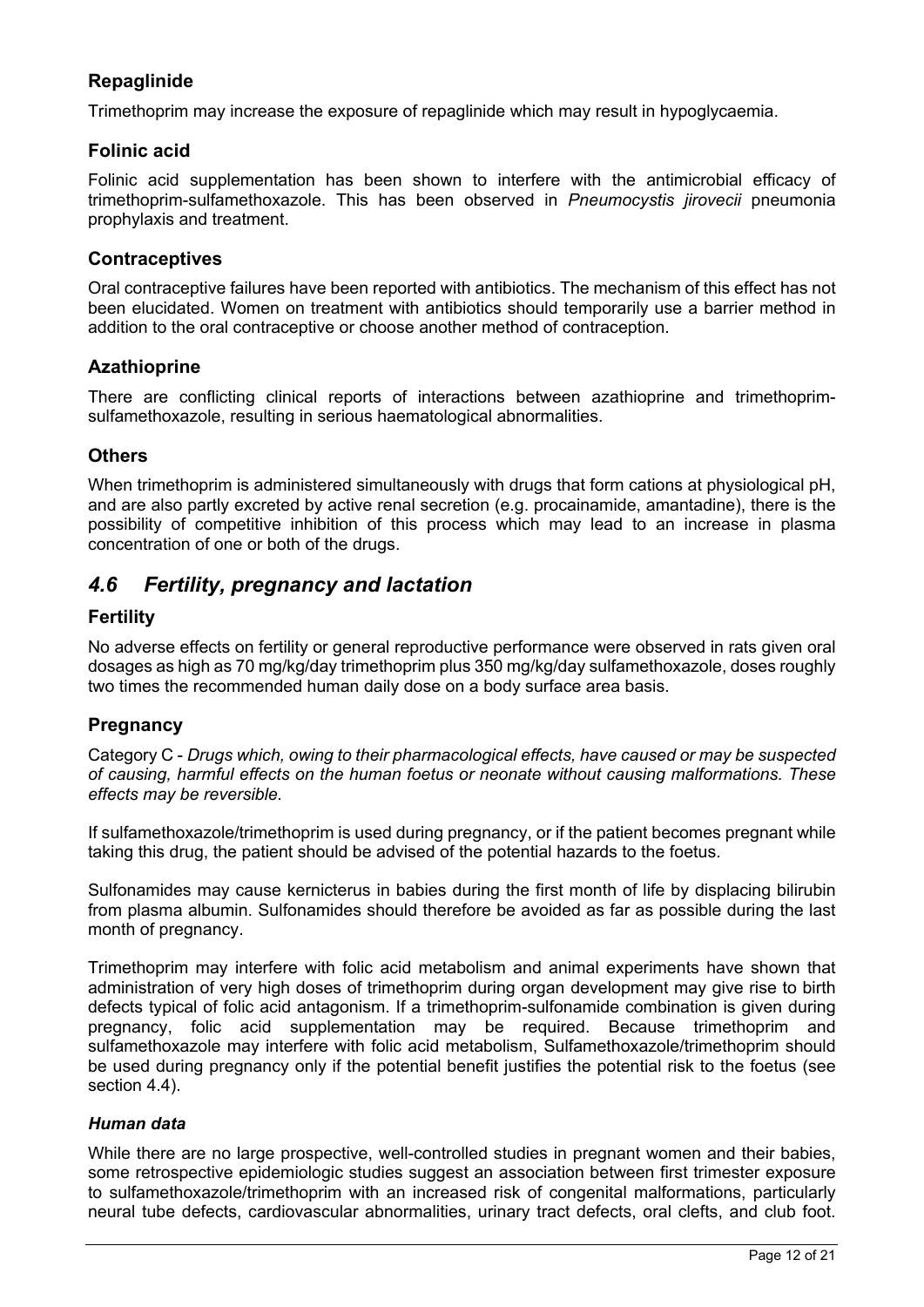### Repaglinide

Trimethoprim may increase the exposure of repaglinide which may result in hypoglycaemia.

### Folinic acid

Folinic acid supplementation has been shown to interfere with the antimicrobial efficacy of trimethoprim-sulfamethoxazole. This has been observed in *Pneumocystis jirovecii* pneumonia prophylaxis and treatment.

### Contraceptives

Oral contraceptive failures have been reported with antibiotics. The mechanism of this effect has not been elucidated. Women on treatment with antibiotics should temporarily use a barrier method in addition to the oral contraceptive or choose another method of contraception.

### Azathioprine

There are conflicting clinical reports of interactions between azathioprine and trimethoprim-sulfamethoxazole, resulting in serious haematological abnormalities.

### Others

When trimethoprim is administered simultaneously with drugs that form cations at physiological pH, and are also partly excreted by active renal secretion (e.g. procainamide, amantadine), there is the possibility of competitive inhibition of this process which may lead to an increase in plasma concentration of one or both of the drugs.

## *4.6 Fertility, pregnancy and lactation*

### Fertility

No adverse effects on fertility or general reproductive performance were observed in rats given oral dosages as high as 70 mg/kg/day trimethoprim plus 350 mg/kg/day sulfamethoxazole, doses roughly two times the recommended human daily dose on a body surface area basis.

### Pregnancy

Category C - *Drugs which, owing to their pharmacological effects, have caused or may be suspected of causing, harmful effects on the human foetus or neonate without causing malformations. These effects may be reversible.*

If sulfamethoxazole/trimethoprim is used during pregnancy, or if the patient becomes pregnant while taking this drug, the patient should be advised of the potential hazards to the foetus.

Sulfonamides may cause kernicterus in babies during the first month of life by displacing bilirubin from plasma albumin. Sulfonamides should therefore be avoided as far as possible during the last month of pregnancy.

Trimethoprim may interfere with folic acid metabolism and animal experiments have shown that administration of very high doses of trimethoprim during organ development may give rise to birth defects typical of folic acid antagonism. If a trimethoprim-sulfonamide combination is given during pregnancy, folic acid supplementation may be required. Because trimethoprim and sulfamethoxazole may interfere with folic acid metabolism, Sulfamethoxazole/trimethoprim should be used during pregnancy only if the potential benefit justifies the potential risk to the foetus (see section 4.4).

#### *Human data*

While there are no large prospective, well-controlled studies in pregnant women and their babies, some retrospective epidemiologic studies suggest an association between first trimester exposure to sulfamethoxazole/trimethoprim with an increased risk of congenital malformations, particularly neural tube defects, cardiovascular abnormalities, urinary tract defects, oral clefts, and club foot.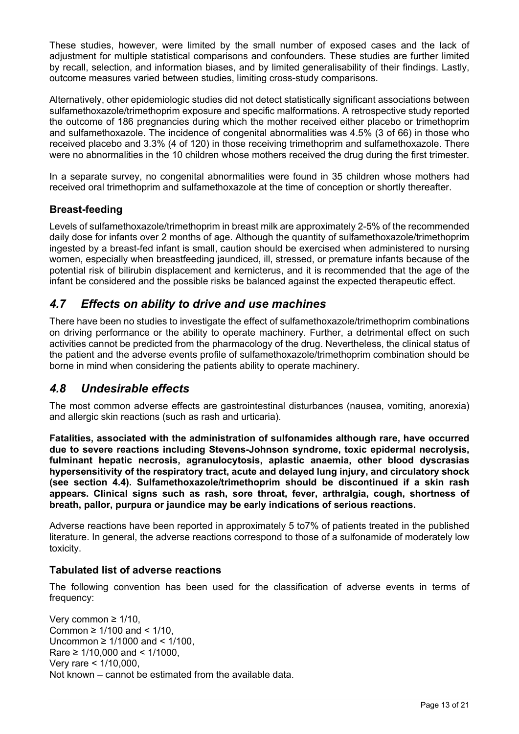These studies, however, were limited by the small number of exposed cases and the lack of adjustment for multiple statistical comparisons and confounders. These studies are further limited by recall, selection, and information biases, and by limited generalisability of their findings. Lastly, outcome measures varied between studies, limiting cross-study comparisons.

Alternatively, other epidemiologic studies did not detect statistically significant associations between sulfamethoxazole/trimethoprim exposure and specific malformations. A retrospective study reported the outcome of 186 pregnancies during which the mother received either placebo or trimethoprim and sulfamethoxazole. The incidence of congenital abnormalities was 4.5% (3 of 66) in those who received placebo and 3.3% (4 of 120) in those receiving trimethoprim and sulfamethoxazole. There were no abnormalities in the 10 children whose mothers received the drug during the first trimester.

In a separate survey, no congenital abnormalities were found in 35 children whose mothers had received oral trimethoprim and sulfamethoxazole at the time of conception or shortly thereafter.

### Breast-feeding

Levels of sulfamethoxazole/trimethoprim in breast milk are approximately 2-5% of the recommended daily dose for infants over 2 months of age. Although the quantity of sulfamethoxazole/trimethoprim ingested by a breast-fed infant is small, caution should be exercised when administered to nursing women, especially when breastfeeding jaundiced, ill, stressed, or premature infants because of the potential risk of bilirubin displacement and kernicterus, and it is recommended that the age of the infant be considered and the possible risks be balanced against the expected therapeutic effect.

## *4.7 Effects on ability to drive and use machines*

There have been no studies to investigate the effect of sulfamethoxazole/trimethoprim combinations on driving performance or the ability to operate machinery. Further, a detrimental effect on such activities cannot be predicted from the pharmacology of the drug. Nevertheless, the clinical status of the patient and the adverse events profile of sulfamethoxazole/trimethoprim combination should be borne in mind when considering the patients ability to operate machinery.

## *4.8 Undesirable effects*

The most common adverse effects are gastrointestinal disturbances (nausea, vomiting, anorexia) and allergic skin reactions (such as rash and urticaria).

**Fatalities, associated with the administration of sulfonamides although rare, have occurred due to severe reactions including Stevens-Johnson syndrome, toxic epidermal necrolysis, fulminant hepatic necrosis, agranulocytosis, aplastic anaemia, other blood dyscrasias hypersensitivity of the respiratory tract, acute and delayed lung injury, and circulatory shock (see section 4.4). Sulfamethoxazole/trimethoprim should be discontinued if a skin rash appears. Clinical signs such as rash, sore throat, fever, arthralgia, cough, shortness of breath, pallor, purpura or jaundice may be early indications of serious reactions.**

Adverse reactions have been reported in approximately 5 to7% of patients treated in the published literature. In general, the adverse reactions correspond to those of a sulfonamide of moderately low toxicity.

### Tabulated list of adverse reactions

The following convention has been used for the classification of adverse events in terms of frequency:

Very common ≥ 1/10,
Common ≥ 1/100 and < 1/10,
Uncommon ≥ 1/1000 and < 1/100,
Rare ≥ 1/10,000 and < 1/1000,
Very rare < 1/10,000,
Not known – cannot be estimated from the available data.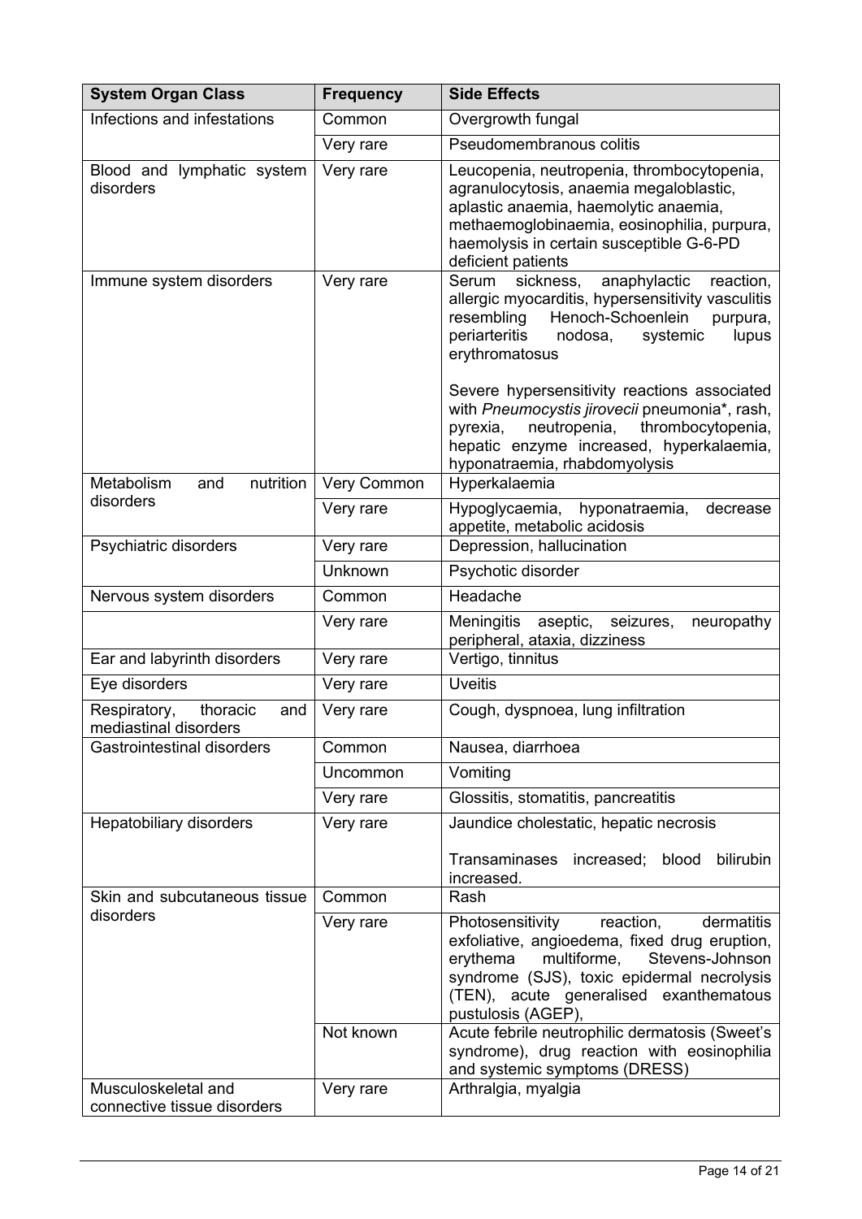| System Organ Class | Frequency | Side Effects |
|---|---|---|
| Infections and infestations | Common | Overgrowth fungal |
| | Very rare | Pseudomembranous colitis |
| Blood and lymphatic system disorders | Very rare | Leucopenia, neutropenia, thrombocytopenia, agranulocytosis, anaemia megaloblastic, aplastic anaemia, haemolytic anaemia, methaemoglobinaemia, eosinophilia, purpura, haemolysis in certain susceptible G-6-PD deficient patients |
| Immune system disorders | Very rare | Serum sickness, anaphylactic reaction, allergic myocarditis, hypersensitivity vasculitis resembling Henoch-Schoenlein purpura, periarteritis nodosa, systemic lupus erythromatosus<br><br>Severe hypersensitivity reactions associated with *Pneumocystis jirovecii* pneumonia*, rash, pyrexia, neutropenia, thrombocytopenia, hepatic enzyme increased, hyperkalaemia, hyponatraemia, rhabdomyolysis |
| Metabolism and nutrition disorders | Very Common | Hyperkalaemia |
| | Very rare | Hypoglycaemia, hyponatraemia, decrease appetite, metabolic acidosis |
| Psychiatric disorders | Very rare | Depression, hallucination |
| | Unknown | Psychotic disorder |
| Nervous system disorders | Common | Headache |
| | Very rare | Meningitis aseptic, seizures, neuropathy peripheral, ataxia, dizziness |
| Ear and labyrinth disorders | Very rare | Vertigo, tinnitus |
| Eye disorders | Very rare | Uveitis |
| Respiratory, thoracic and mediastinal disorders | Very rare | Cough, dyspnoea, lung infiltration |
| Gastrointestinal disorders | Common | Nausea, diarrhoea |
| | Uncommon | Vomiting |
| | Very rare | Glossitis, stomatitis, pancreatitis |
| Hepatobiliary disorders | Very rare | Jaundice cholestatic, hepatic necrosis<br><br>Transaminases increased; blood bilirubin increased. |
| Skin and subcutaneous tissue disorders | Common | Rash |
| | Very rare | Photosensitivity reaction, dermatitis exfoliative, angioedema, fixed drug eruption, erythema multiforme, Stevens-Johnson syndrome (SJS), toxic epidermal necrolysis (TEN), acute generalised exanthematous pustulosis (AGEP), |
| | Not known | Acute febrile neutrophilic dermatosis (Sweet's syndrome), drug reaction with eosinophilia and systemic symptoms (DRESS) |
| Musculoskeletal and connective tissue disorders | Very rare | Arthralgia, myalgia |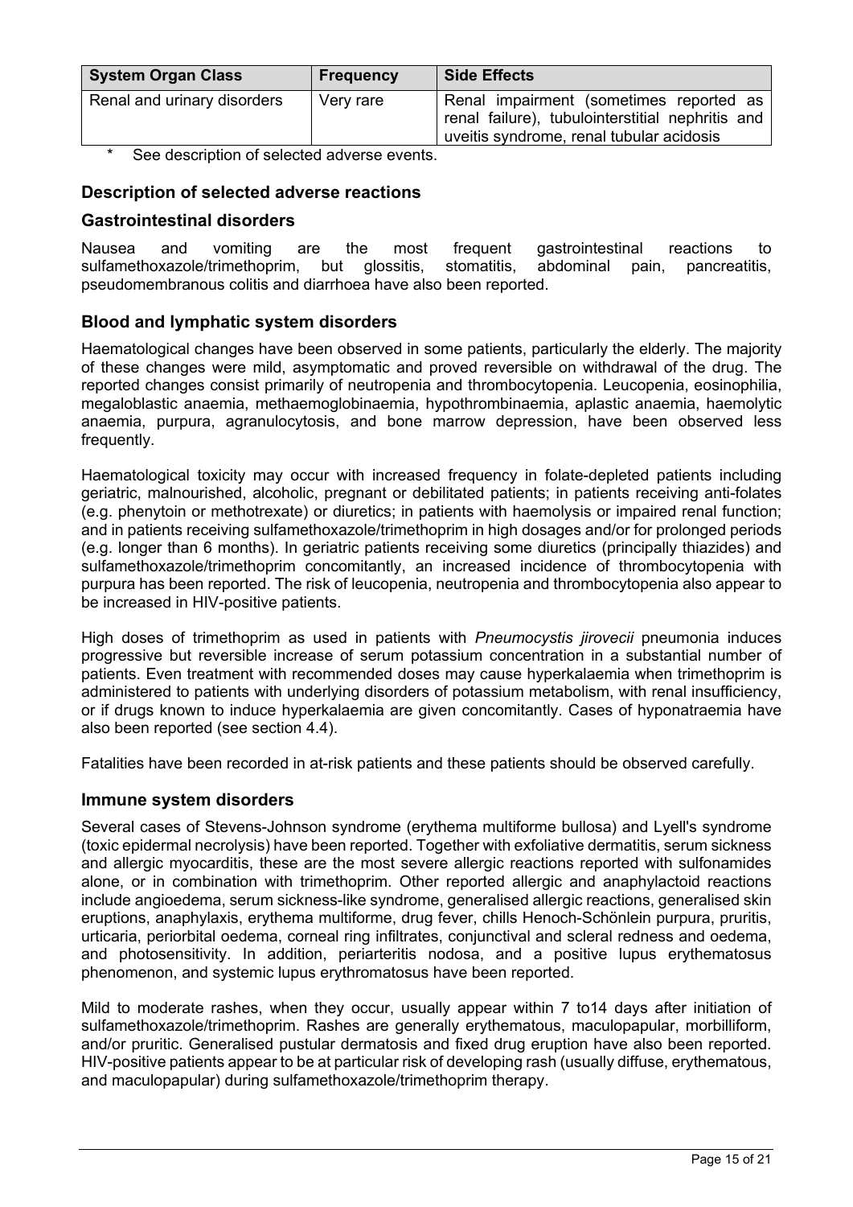| System Organ Class | Frequency | Side Effects |
| --- | --- | --- |
| Renal and urinary disorders | Very rare | Renal impairment (sometimes reported as renal failure), tubulointerstitial nephritis and uveitis syndrome, renal tubular acidosis |

\* See description of selected adverse events.

## Description of selected adverse reactions

### Gastrointestinal disorders

Nausea and vomiting are the most frequent gastrointestinal reactions to sulfamethoxazole/trimethoprim, but glossitis, stomatitis, abdominal pain, pancreatitis, pseudomembranous colitis and diarrhoea have also been reported.

### Blood and lymphatic system disorders

Haematological changes have been observed in some patients, particularly the elderly. The majority of these changes were mild, asymptomatic and proved reversible on withdrawal of the drug. The reported changes consist primarily of neutropenia and thrombocytopenia. Leucopenia, eosinophilia, megaloblastic anaemia, methaemoglobinaemia, hypothrombinaemia, aplastic anaemia, haemolytic anaemia, purpura, agranulocytosis, and bone marrow depression, have been observed less frequently.

Haematological toxicity may occur with increased frequency in folate-depleted patients including geriatric, malnourished, alcoholic, pregnant or debilitated patients; in patients receiving anti-folates (e.g. phenytoin or methotrexate) or diuretics; in patients with haemolysis or impaired renal function; and in patients receiving sulfamethoxazole/trimethoprim in high dosages and/or for prolonged periods (e.g. longer than 6 months). In geriatric patients receiving some diuretics (principally thiazides) and sulfamethoxazole/trimethoprim concomitantly, an increased incidence of thrombocytopenia with purpura has been reported. The risk of leucopenia, neutropenia and thrombocytopenia also appear to be increased in HIV-positive patients.

High doses of trimethoprim as used in patients with *Pneumocystis jirovecii* pneumonia induces progressive but reversible increase of serum potassium concentration in a substantial number of patients. Even treatment with recommended doses may cause hyperkalaemia when trimethoprim is administered to patients with underlying disorders of potassium metabolism, with renal insufficiency, or if drugs known to induce hyperkalaemia are given concomitantly. Cases of hyponatraemia have also been reported (see section 4.4).

Fatalities have been recorded in at-risk patients and these patients should be observed carefully.

### Immune system disorders

Several cases of Stevens-Johnson syndrome (erythema multiforme bullosa) and Lyell's syndrome (toxic epidermal necrolysis) have been reported. Together with exfoliative dermatitis, serum sickness and allergic myocarditis, these are the most severe allergic reactions reported with sulfonamides alone, or in combination with trimethoprim. Other reported allergic and anaphylactoid reactions include angioedema, serum sickness-like syndrome, generalised allergic reactions, generalised skin eruptions, anaphylaxis, erythema multiforme, drug fever, chills Henoch-Schönlein purpura, pruritis, urticaria, periorbital oedema, corneal ring infiltrates, conjunctival and scleral redness and oedema, and photosensitivity. In addition, periarteritis nodosa, and a positive lupus erythematosus phenomenon, and systemic lupus erythromatosus have been reported.

Mild to moderate rashes, when they occur, usually appear within 7 to14 days after initiation of sulfamethoxazole/trimethoprim. Rashes are generally erythematous, maculopapular, morbilliform, and/or pruritic. Generalised pustular dermatosis and fixed drug eruption have also been reported. HIV-positive patients appear to be at particular risk of developing rash (usually diffuse, erythematous, and maculopapular) during sulfamethoxazole/trimethoprim therapy.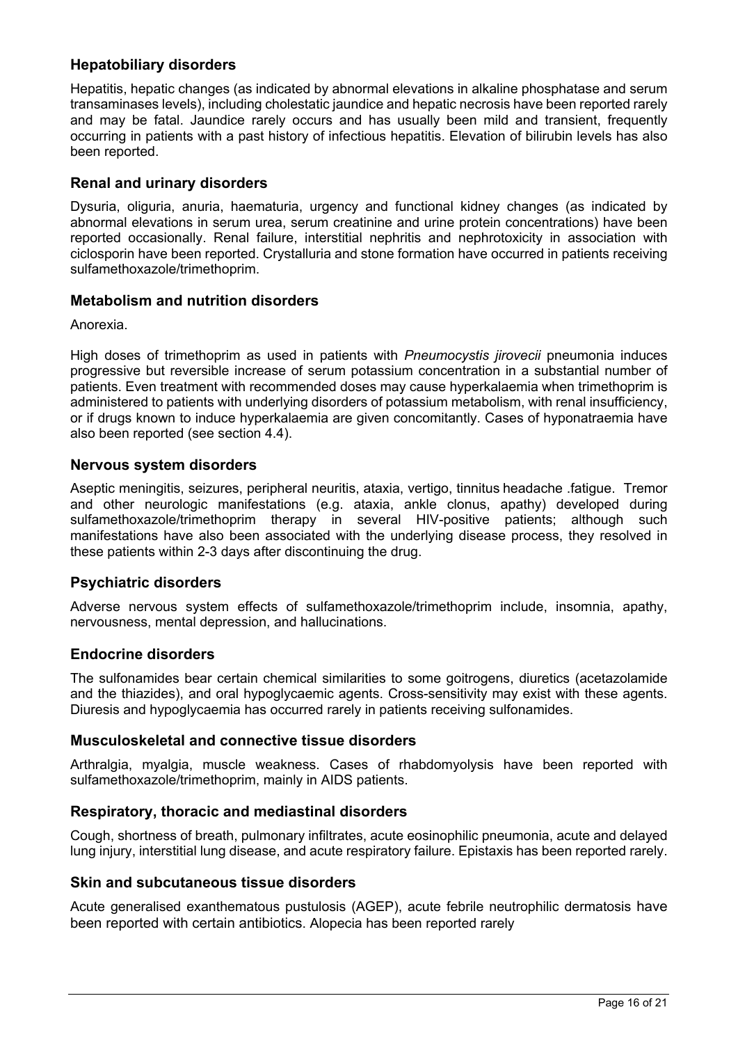### Hepatobiliary disorders

Hepatitis, hepatic changes (as indicated by abnormal elevations in alkaline phosphatase and serum transaminases levels), including cholestatic jaundice and hepatic necrosis have been reported rarely and may be fatal. Jaundice rarely occurs and has usually been mild and transient, frequently occurring in patients with a past history of infectious hepatitis. Elevation of bilirubin levels has also been reported.

### Renal and urinary disorders

Dysuria, oliguria, anuria, haematuria, urgency and functional kidney changes (as indicated by abnormal elevations in serum urea, serum creatinine and urine protein concentrations) have been reported occasionally. Renal failure, interstitial nephritis and nephrotoxicity in association with ciclosporin have been reported. Crystalluria and stone formation have occurred in patients receiving sulfamethoxazole/trimethoprim.

### Metabolism and nutrition disorders

Anorexia.

High doses of trimethoprim as used in patients with *Pneumocystis jirovecii* pneumonia induces progressive but reversible increase of serum potassium concentration in a substantial number of patients. Even treatment with recommended doses may cause hyperkalaemia when trimethoprim is administered to patients with underlying disorders of potassium metabolism, with renal insufficiency, or if drugs known to induce hyperkalaemia are given concomitantly. Cases of hyponatraemia have also been reported (see section 4.4).

### Nervous system disorders

Aseptic meningitis, seizures, peripheral neuritis, ataxia, vertigo, tinnitus headache .fatigue. Tremor and other neurologic manifestations (e.g. ataxia, ankle clonus, apathy) developed during sulfamethoxazole/trimethoprim therapy in several HIV-positive patients; although such manifestations have also been associated with the underlying disease process, they resolved in these patients within 2-3 days after discontinuing the drug.

### Psychiatric disorders

Adverse nervous system effects of sulfamethoxazole/trimethoprim include, insomnia, apathy, nervousness, mental depression, and hallucinations.

### Endocrine disorders

The sulfonamides bear certain chemical similarities to some goitrogens, diuretics (acetazolamide and the thiazides), and oral hypoglycaemic agents. Cross-sensitivity may exist with these agents. Diuresis and hypoglycaemia has occurred rarely in patients receiving sulfonamides.

### Musculoskeletal and connective tissue disorders

Arthralgia, myalgia, muscle weakness. Cases of rhabdomyolysis have been reported with sulfamethoxazole/trimethoprim, mainly in AIDS patients.

### Respiratory, thoracic and mediastinal disorders

Cough, shortness of breath, pulmonary infiltrates, acute eosinophilic pneumonia, acute and delayed lung injury, interstitial lung disease, and acute respiratory failure. Epistaxis has been reported rarely.

### Skin and subcutaneous tissue disorders

Acute generalised exanthematous pustulosis (AGEP), acute febrile neutrophilic dermatosis have been reported with certain antibiotics. Alopecia has been reported rarely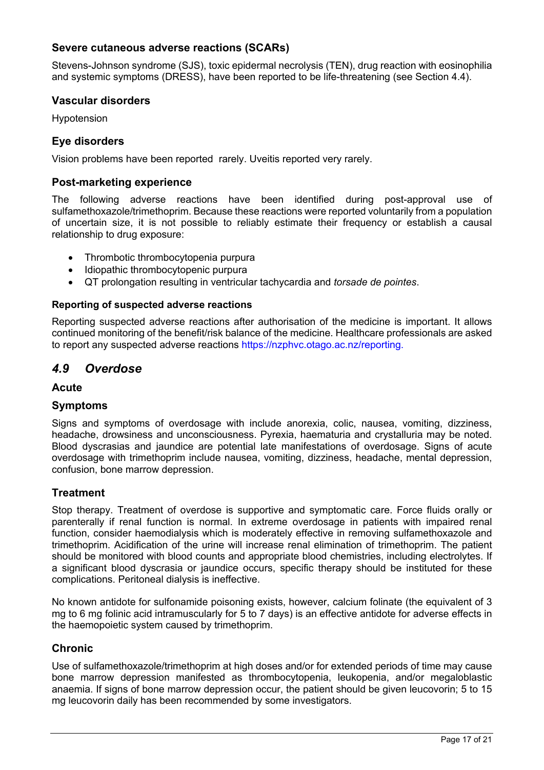### Severe cutaneous adverse reactions (SCARs)

Stevens-Johnson syndrome (SJS), toxic epidermal necrolysis (TEN), drug reaction with eosinophilia and systemic symptoms (DRESS), have been reported to be life-threatening (see Section 4.4).

### Vascular disorders

Hypotension

### Eye disorders

Vision problems have been reported rarely. Uveitis reported very rarely.

### Post-marketing experience

The following adverse reactions have been identified during post-approval use of sulfamethoxazole/trimethoprim. Because these reactions were reported voluntarily from a population of uncertain size, it is not possible to reliably estimate their frequency or establish a causal relationship to drug exposure:

- Thrombotic thrombocytopenia purpura
- Idiopathic thrombocytopenic purpura
- QT prolongation resulting in ventricular tachycardia and *torsade de pointes*.

#### Reporting of suspected adverse reactions

Reporting suspected adverse reactions after authorisation of the medicine is important. It allows continued monitoring of the benefit/risk balance of the medicine. Healthcare professionals are asked to report any suspected adverse reactions https://nzphvc.otago.ac.nz/reporting.

## *4.9 Overdose*

### Acute

### Symptoms

Signs and symptoms of overdosage with include anorexia, colic, nausea, vomiting, dizziness, headache, drowsiness and unconsciousness. Pyrexia, haematuria and crystalluria may be noted. Blood dyscrasias and jaundice are potential late manifestations of overdosage. Signs of acute overdosage with trimethoprim include nausea, vomiting, dizziness, headache, mental depression, confusion, bone marrow depression.

### Treatment

Stop therapy. Treatment of overdose is supportive and symptomatic care. Force fluids orally or parenterally if renal function is normal. In extreme overdosage in patients with impaired renal function, consider haemodialysis which is moderately effective in removing sulfamethoxazole and trimethoprim. Acidification of the urine will increase renal elimination of trimethoprim. The patient should be monitored with blood counts and appropriate blood chemistries, including electrolytes. If a significant blood dyscrasia or jaundice occurs, specific therapy should be instituted for these complications. Peritoneal dialysis is ineffective.

No known antidote for sulfonamide poisoning exists, however, calcium folinate (the equivalent of 3 mg to 6 mg folinic acid intramuscularly for 5 to 7 days) is an effective antidote for adverse effects in the haemopoietic system caused by trimethoprim.

### Chronic

Use of sulfamethoxazole/trimethoprim at high doses and/or for extended periods of time may cause bone marrow depression manifested as thrombocytopenia, leukopenia, and/or megaloblastic anaemia. If signs of bone marrow depression occur, the patient should be given leucovorin; 5 to 15 mg leucovorin daily has been recommended by some investigators.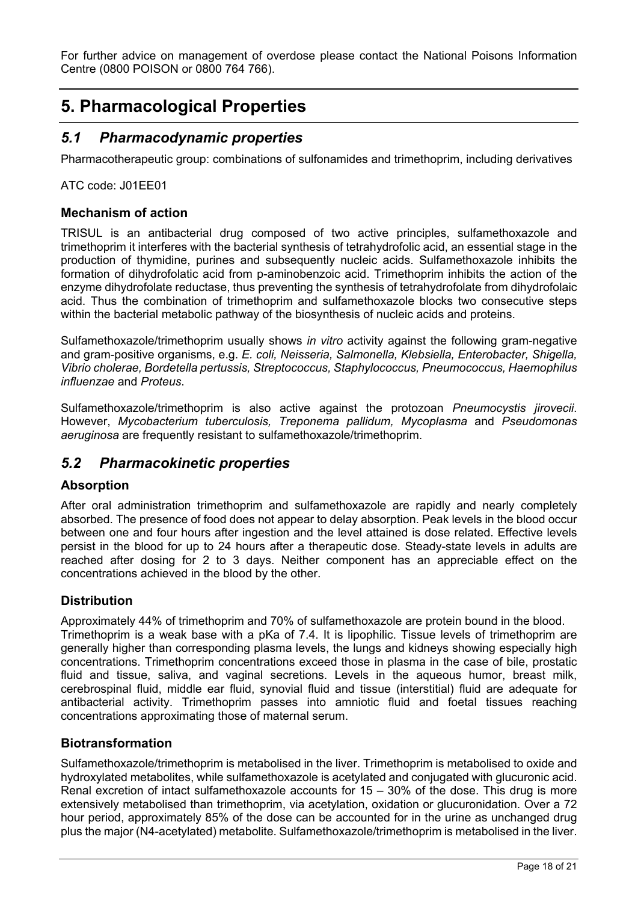For further advice on management of overdose please contact the National Poisons Information Centre (0800 POISON or 0800 764 766).

# 5. Pharmacological Properties

## *5.1 Pharmacodynamic properties*

Pharmacotherapeutic group: combinations of sulfonamides and trimethoprim, including derivatives

ATC code: J01EE01

### Mechanism of action

TRISUL is an antibacterial drug composed of two active principles, sulfamethoxazole and trimethoprim it interferes with the bacterial synthesis of tetrahydrofolic acid, an essential stage in the production of thymidine, purines and subsequently nucleic acids. Sulfamethoxazole inhibits the formation of dihydrofolatic acid from p-aminobenzoic acid. Trimethoprim inhibits the action of the enzyme dihydrofolate reductase, thus preventing the synthesis of tetrahydrofolate from dihydrofolaic acid. Thus the combination of trimethoprim and sulfamethoxazole blocks two consecutive steps within the bacterial metabolic pathway of the biosynthesis of nucleic acids and proteins.

Sulfamethoxazole/trimethoprim usually shows *in vitro* activity against the following gram-negative and gram-positive organisms, e.g. *E. coli, Neisseria, Salmonella, Klebsiella, Enterobacter, Shigella, Vibrio cholerae, Bordetella pertussis, Streptococcus, Staphylococcus, Pneumococcus, Haemophilus influenzae* and *Proteus*.

Sulfamethoxazole/trimethoprim is also active against the protozoan *Pneumocystis jirovecii*. However, *Mycobacterium tuberculosis, Treponema pallidum, Mycoplasma* and *Pseudomonas aeruginosa* are frequently resistant to sulfamethoxazole/trimethoprim.

## *5.2 Pharmacokinetic properties*

### Absorption

After oral administration trimethoprim and sulfamethoxazole are rapidly and nearly completely absorbed. The presence of food does not appear to delay absorption. Peak levels in the blood occur between one and four hours after ingestion and the level attained is dose related. Effective levels persist in the blood for up to 24 hours after a therapeutic dose. Steady-state levels in adults are reached after dosing for 2 to 3 days. Neither component has an appreciable effect on the concentrations achieved in the blood by the other.

### Distribution

Approximately 44% of trimethoprim and 70% of sulfamethoxazole are protein bound in the blood.
Trimethoprim is a weak base with a pKa of 7.4. It is lipophilic. Tissue levels of trimethoprim are generally higher than corresponding plasma levels, the lungs and kidneys showing especially high concentrations. Trimethoprim concentrations exceed those in plasma in the case of bile, prostatic fluid and tissue, saliva, and vaginal secretions. Levels in the aqueous humor, breast milk, cerebrospinal fluid, middle ear fluid, synovial fluid and tissue (interstitial) fluid are adequate for antibacterial activity. Trimethoprim passes into amniotic fluid and foetal tissues reaching concentrations approximating those of maternal serum.

### Biotransformation

Sulfamethoxazole/trimethoprim is metabolised in the liver. Trimethoprim is metabolised to oxide and hydroxylated metabolites, while sulfamethoxazole is acetylated and conjugated with glucuronic acid. Renal excretion of intact sulfamethoxazole accounts for 15 – 30% of the dose. This drug is more extensively metabolised than trimethoprim, via acetylation, oxidation or glucuronidation. Over a 72 hour period, approximately 85% of the dose can be accounted for in the urine as unchanged drug plus the major (N4-acetylated) metabolite. Sulfamethoxazole/trimethoprim is metabolised in the liver.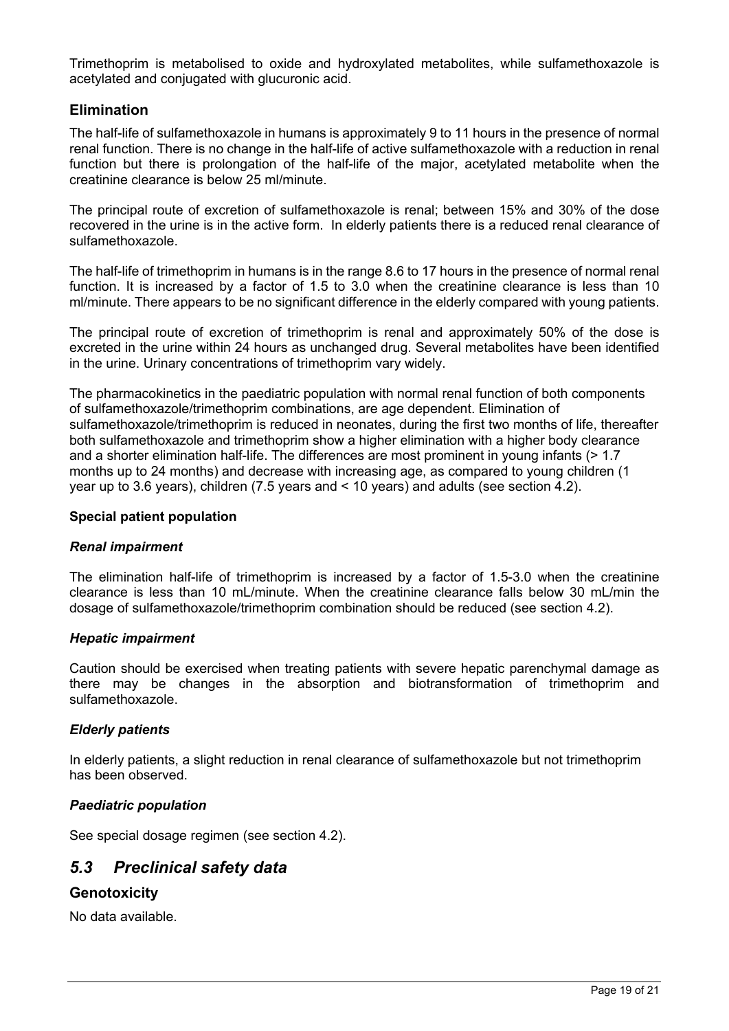Trimethoprim is metabolised to oxide and hydroxylated metabolites, while sulfamethoxazole is acetylated and conjugated with glucuronic acid.

### Elimination

The half-life of sulfamethoxazole in humans is approximately 9 to 11 hours in the presence of normal renal function. There is no change in the half-life of active sulfamethoxazole with a reduction in renal function but there is prolongation of the half-life of the major, acetylated metabolite when the creatinine clearance is below 25 ml/minute.

The principal route of excretion of sulfamethoxazole is renal; between 15% and 30% of the dose recovered in the urine is in the active form. In elderly patients there is a reduced renal clearance of sulfamethoxazole.

The half-life of trimethoprim in humans is in the range 8.6 to 17 hours in the presence of normal renal function. It is increased by a factor of 1.5 to 3.0 when the creatinine clearance is less than 10 ml/minute. There appears to be no significant difference in the elderly compared with young patients.

The principal route of excretion of trimethoprim is renal and approximately 50% of the dose is excreted in the urine within 24 hours as unchanged drug. Several metabolites have been identified in the urine. Urinary concentrations of trimethoprim vary widely.

The pharmacokinetics in the paediatric population with normal renal function of both components of sulfamethoxazole/trimethoprim combinations, are age dependent. Elimination of sulfamethoxazole/trimethoprim is reduced in neonates, during the first two months of life, thereafter both sulfamethoxazole and trimethoprim show a higher elimination with a higher body clearance and a shorter elimination half-life. The differences are most prominent in young infants (> 1.7 months up to 24 months) and decrease with increasing age, as compared to young children (1 year up to 3.6 years), children (7.5 years and < 10 years) and adults (see section 4.2).

**Special patient population**

***Renal impairment***

The elimination half-life of trimethoprim is increased by a factor of 1.5-3.0 when the creatinine clearance is less than 10 mL/minute. When the creatinine clearance falls below 30 mL/min the dosage of sulfamethoxazole/trimethoprim combination should be reduced (see section 4.2).

***Hepatic impairment***

Caution should be exercised when treating patients with severe hepatic parenchymal damage as there may be changes in the absorption and biotransformation of trimethoprim and sulfamethoxazole.

***Elderly patients***

In elderly patients, a slight reduction in renal clearance of sulfamethoxazole but not trimethoprim has been observed.

***Paediatric population***

See special dosage regimen (see section 4.2).

## *5.3 Preclinical safety data*

### Genotoxicity

No data available.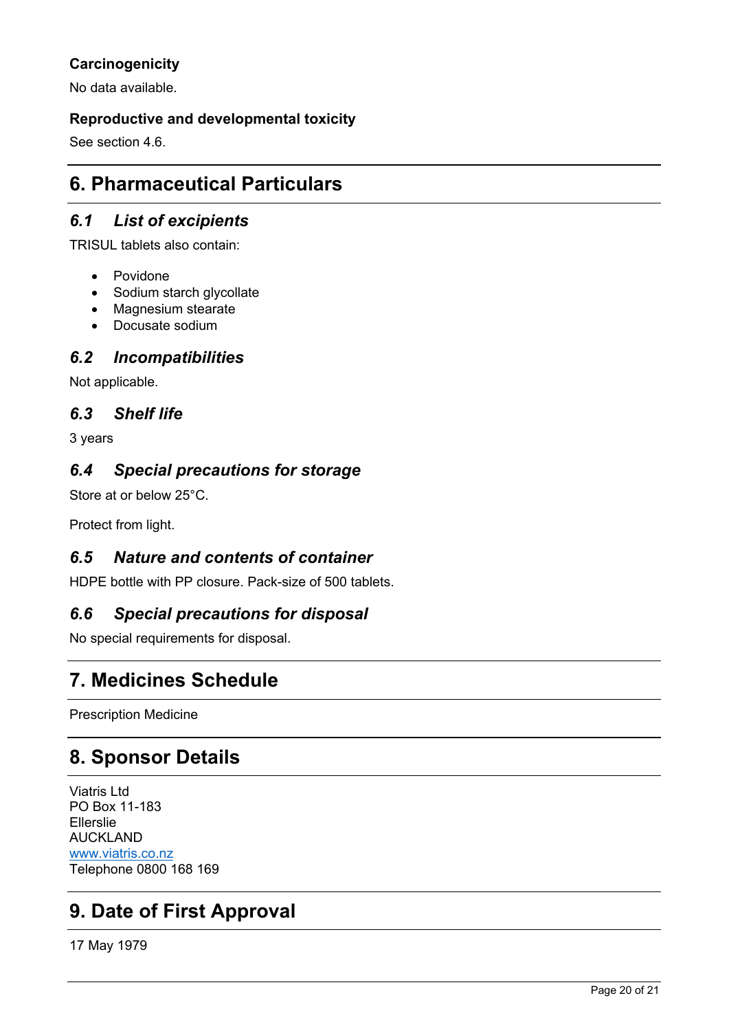### Carcinogenicity

No data available.

### Reproductive and developmental toxicity

See section 4.6.

## 6. Pharmaceutical Particulars

### *6.1 List of excipients*

TRISUL tablets also contain:

- Povidone
- Sodium starch glycollate
- Magnesium stearate
- Docusate sodium

### *6.2 Incompatibilities*

Not applicable.

### *6.3 Shelf life*

3 years

### *6.4 Special precautions for storage*

Store at or below 25°C.

Protect from light.

### *6.5 Nature and contents of container*

HDPE bottle with PP closure. Pack-size of 500 tablets.

### *6.6 Special precautions for disposal*

No special requirements for disposal.

## 7. Medicines Schedule

Prescription Medicine

## 8. Sponsor Details

Viatris Ltd
PO Box 11-183
Ellerslie
AUCKLAND
www.viatris.co.nz
Telephone 0800 168 169

## 9. Date of First Approval

17 May 1979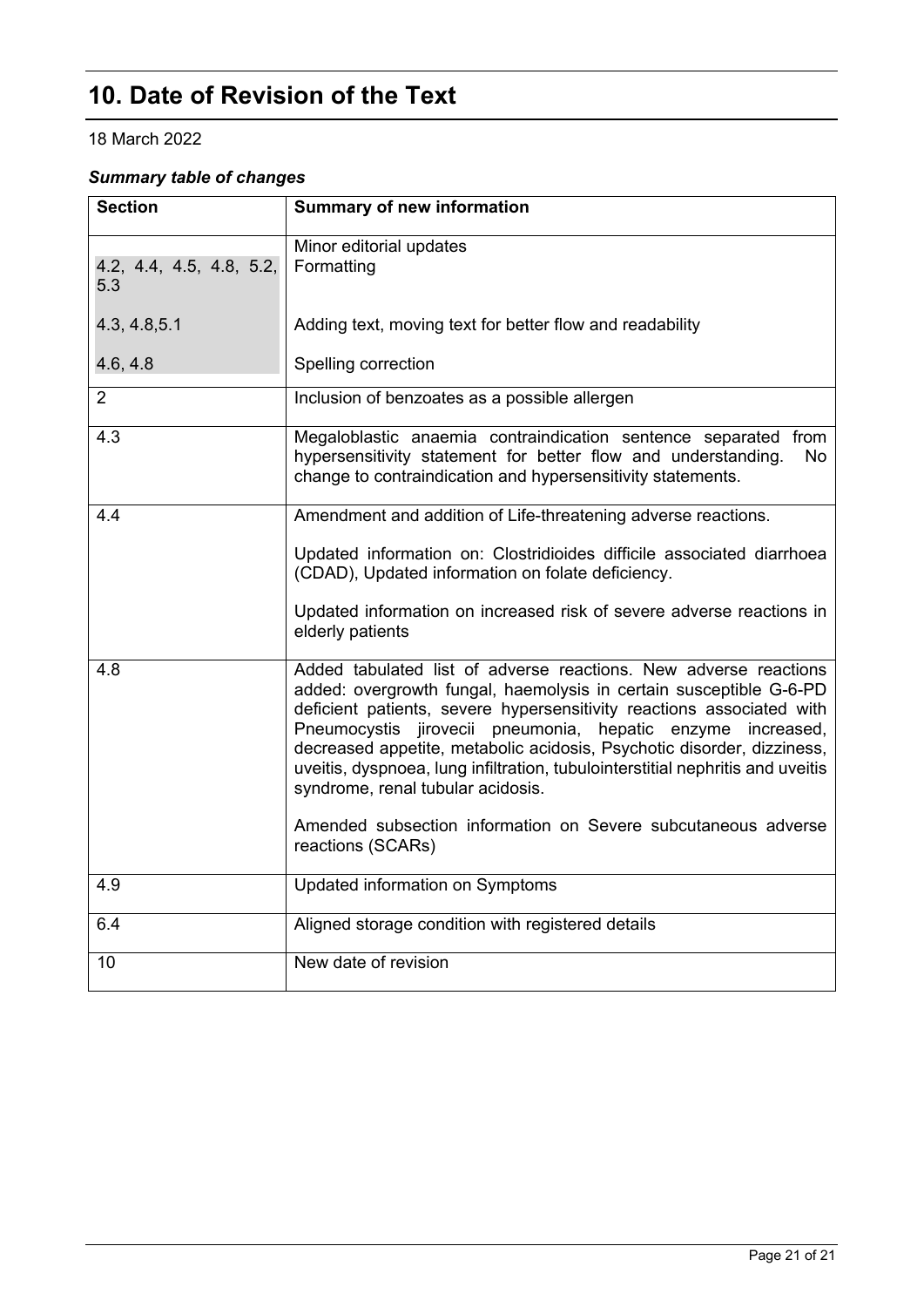# 10. Date of Revision of the Text

18 March 2022

***Summary table of changes***

| Section | Summary of new information |
|---|---|
| 4.2, 4.4, 4.5, 4.8, 5.2, 5.3<br><br>4.3, 4.8,5.1<br><br>4.6, 4.8 | Minor editorial updates<br>Formatting<br><br>Adding text, moving text for better flow and readability<br><br>Spelling correction |
| 2 | Inclusion of benzoates as a possible allergen |
| 4.3 | Megaloblastic anaemia contraindication sentence separated from hypersensitivity statement for better flow and understanding. No change to contraindication and hypersensitivity statements. |
| 4.4 | Amendment and addition of Life-threatening adverse reactions.<br><br>Updated information on: Clostridioides difficile associated diarrhoea (CDAD), Updated information on folate deficiency.<br><br>Updated information on increased risk of severe adverse reactions in elderly patients |
| 4.8 | Added tabulated list of adverse reactions. New adverse reactions added: overgrowth fungal, haemolysis in certain susceptible G-6-PD deficient patients, severe hypersensitivity reactions associated with Pneumocystis jirovecii pneumonia, hepatic enzyme increased, decreased appetite, metabolic acidosis, Psychotic disorder, dizziness, uveitis, dyspnoea, lung infiltration, tubulointerstitial nephritis and uveitis syndrome, renal tubular acidosis.<br><br>Amended subsection information on Severe subcutaneous adverse reactions (SCARs) |
| 4.9 | Updated information on Symptoms |
| 6.4 | Aligned storage condition with registered details |
| 10 | New date of revision |